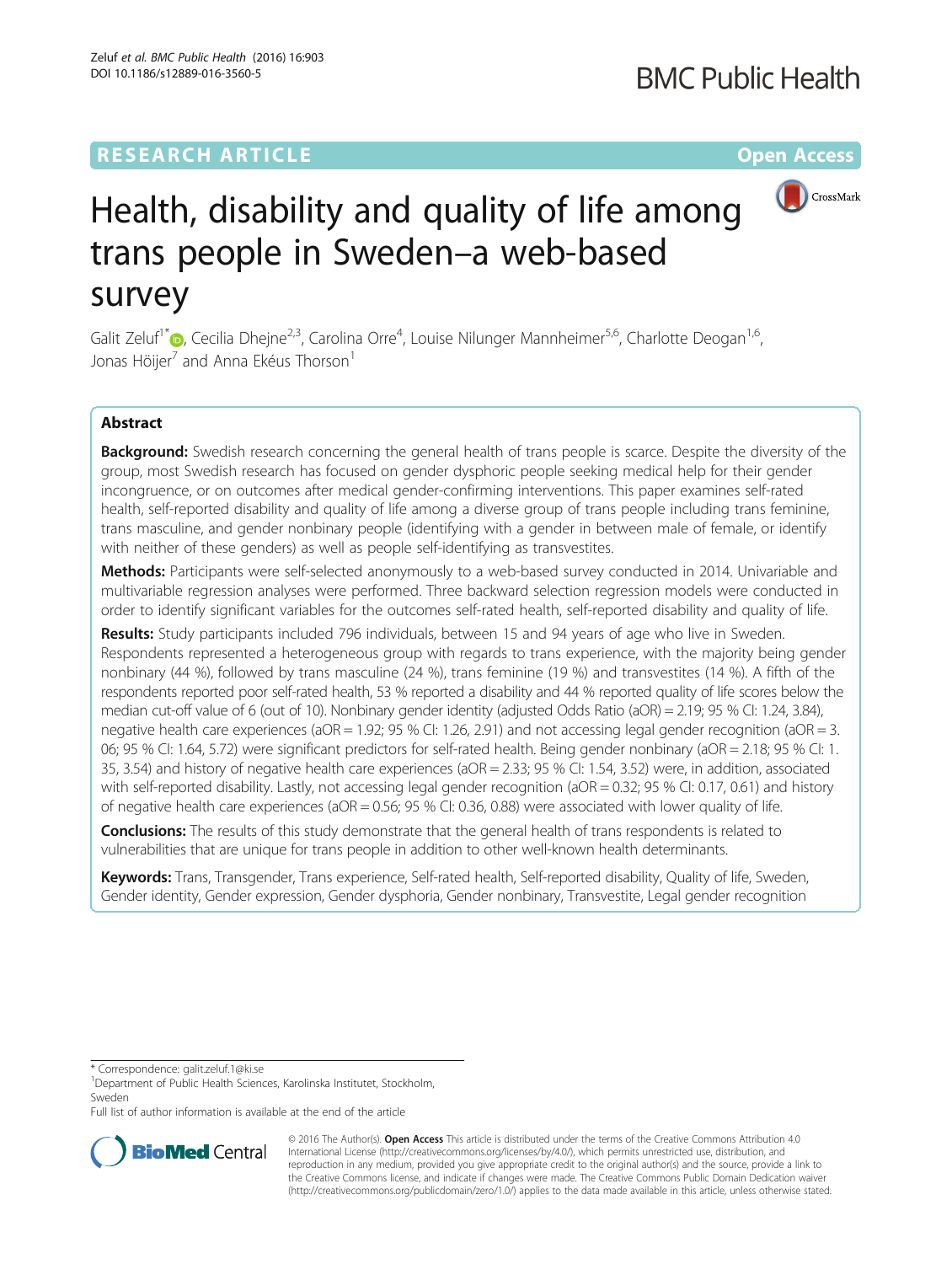RESEARCH ARTICLE

Open Access

# Health, disability and quality of life among trans people in Sweden–a web-based survey

Galit Zeluf[1*], Cecilia Dhejne[2,3], Carolina Orre[4], Louise Nilunger Mannheimer[5,6], Charlotte Deogan[1,6], Jonas Höijer[7] and Anna Ekéus Thorson[1]

## Abstract

**Background:** Swedish research concerning the general health of trans people is scarce. Despite the diversity of the group, most Swedish research has focused on gender dysphoric people seeking medical help for their gender incongruence, or on outcomes after medical gender-confirming interventions. This paper examines self-rated health, self-reported disability and quality of life among a diverse group of trans people including trans feminine, trans masculine, and gender nonbinary people (identifying with a gender in between male of female, or identify with neither of these genders) as well as people self-identifying as transvestites.

**Methods:** Participants were self-selected anonymously to a web-based survey conducted in 2014. Univariable and multivariable regression analyses were performed. Three backward selection regression models were conducted in order to identify significant variables for the outcomes self-rated health, self-reported disability and quality of life.

**Results:** Study participants included 796 individuals, between 15 and 94 years of age who live in Sweden. Respondents represented a heterogeneous group with regards to trans experience, with the majority being gender nonbinary (44 %), followed by trans masculine (24 %), trans feminine (19 %) and transvestites (14 %). A fifth of the respondents reported poor self-rated health, 53 % reported a disability and 44 % reported quality of life scores below the median cut-off value of 6 (out of 10). Nonbinary gender identity (adjusted Odds Ratio (aOR) = 2.19; 95 % CI: 1.24, 3.84), negative health care experiences (aOR = 1.92; 95 % CI: 1.26, 2.91) and not accessing legal gender recognition (aOR = 3.06; 95 % CI: 1.64, 5.72) were significant predictors for self-rated health. Being gender nonbinary (aOR = 2.18; 95 % CI: 1.35, 3.54) and history of negative health care experiences (aOR = 2.33; 95 % CI: 1.54, 3.52) were, in addition, associated with self-reported disability. Lastly, not accessing legal gender recognition (aOR = 0.32; 95 % CI: 0.17, 0.61) and history of negative health care experiences (aOR = 0.56; 95 % CI: 0.36, 0.88) were associated with lower quality of life.

**Conclusions:** The results of this study demonstrate that the general health of trans respondents is related to vulnerabilities that are unique for trans people in addition to other well-known health determinants.

**Keywords:** Trans, Transgender, Trans experience, Self-rated health, Self-reported disability, Quality of life, Sweden, Gender identity, Gender expression, Gender dysphoria, Gender nonbinary, Transvestite, Legal gender recognition

---

\* Correspondence: galit.zeluf.1@ki.se

[1]Department of Public Health Sciences, Karolinska Institutet, Stockholm, Sweden

Full list of author information is available at the end of the article

© 2016 The Author(s). **Open Access** This article is distributed under the terms of the Creative Commons Attribution 4.0 International License (http://creativecommons.org/licenses/by/4.0/), which permits unrestricted use, distribution, and reproduction in any medium, provided you give appropriate credit to the original author(s) and the source, provide a link to the Creative Commons license, and indicate if changes were made. The Creative Commons Public Domain Dedication waiver (http://creativecommons.org/publicdomain/zero/1.0/) applies to the data made available in this article, unless otherwise stated.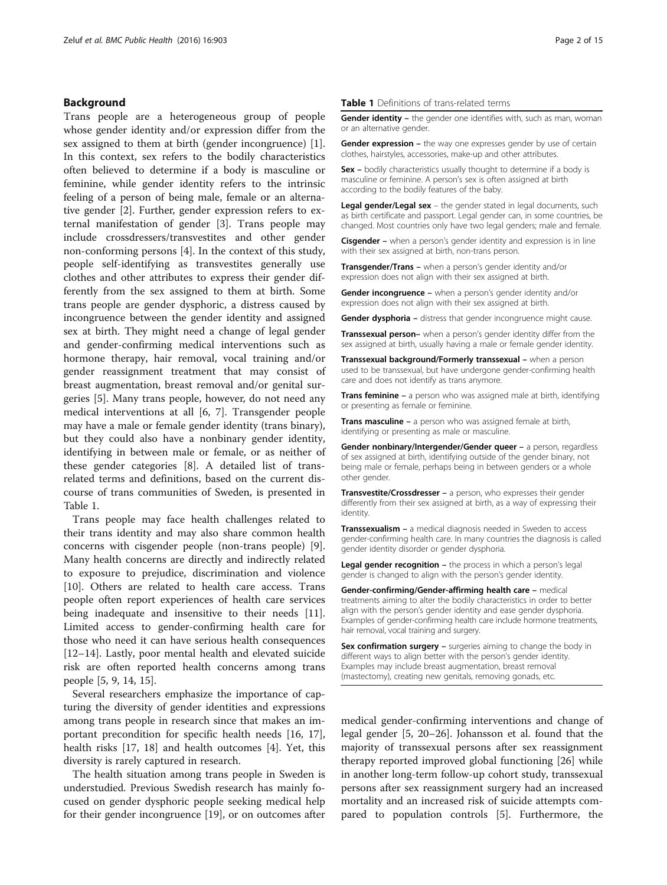## Background

Trans people are a heterogeneous group of people whose gender identity and/or expression differ from the sex assigned to them at birth (gender incongruence) [1]. In this context, sex refers to the bodily characteristics often believed to determine if a body is masculine or feminine, while gender identity refers to the intrinsic feeling of a person of being male, female or an alternative gender [2]. Further, gender expression refers to external manifestation of gender [3]. Trans people may include crossdressers/transvestites and other gender non-conforming persons [4]. In the context of this study, people self-identifying as transvestites generally use clothes and other attributes to express their gender differently from the sex assigned to them at birth. Some trans people are gender dysphoric, a distress caused by incongruence between the gender identity and assigned sex at birth. They might need a change of legal gender and gender-confirming medical interventions such as hormone therapy, hair removal, vocal training and/or gender reassignment treatment that may consist of breast augmentation, breast removal and/or genital surgeries [5]. Many trans people, however, do not need any medical interventions at all [6, 7]. Transgender people may have a male or female gender identity (trans binary), but they could also have a nonbinary gender identity, identifying in between male or female, or as neither of these gender categories [8]. A detailed list of trans-related terms and definitions, based on the current discourse of trans communities of Sweden, is presented in Table 1.

**Table 1** Definitions of trans-related terms

| | |
|---|---|
| **Gender identity –** the gender one identifies with, such as man, woman or an alternative gender. | |
| **Gender expression –** the way one expresses gender by use of certain clothes, hairstyles, accessories, make-up and other attributes. | |
| **Sex –** bodily characteristics usually thought to determine if a body is masculine or feminine. A person's sex is often assigned at birth according to the bodily features of the baby. | |
| **Legal gender/Legal sex** – the gender stated in legal documents, such as birth certificate and passport. Legal gender can, in some countries, be changed. Most countries only have two legal genders; male and female. | |
| **Cisgender –** when a person's gender identity and expression is in line with their sex assigned at birth, non-trans person. | |
| **Transgender/Trans –** when a person's gender identity and/or expression does not align with their sex assigned at birth. | |
| **Gender incongruence –** when a person's gender identity and/or expression does not align with their sex assigned at birth. | |
| **Gender dysphoria –** distress that gender incongruence might cause. | |
| **Transsexual person–** when a person's gender identity differ from the sex assigned at birth, usually having a male or female gender identity. | |
| **Transsexual background/Formerly transsexual –** when a person used to be transsexual, but have undergone gender-confirming health care and does not identify as trans anymore. | |
| **Trans feminine –** a person who was assigned male at birth, identifying or presenting as female or feminine. | |
| **Trans masculine –** a person who was assigned female at birth, identifying or presenting as male or masculine. | |
| **Gender nonbinary/Intergender/Gender queer –** a person, regardless of sex assigned at birth, identifying outside of the gender binary, not being male or female, perhaps being in between genders or a whole other gender. | |
| **Transvestite/Crossdresser –** a person, who expresses their gender differently from their sex assigned at birth, as a way of expressing their identity. | |
| **Transsexualism –** a medical diagnosis needed in Sweden to access gender-confirming health care. In many countries the diagnosis is called gender identity disorder or gender dysphoria. | |
| **Legal gender recognition –** the process in which a person's legal gender is changed to align with the person's gender identity. | |
| **Gender-confirming/Gender-affirming health care –** medical treatments aiming to alter the bodily characteristics in order to better align with the person's gender identity and ease gender dysphoria. Examples of gender-confirming health care include hormone treatments, hair removal, vocal training and surgery. | |
| **Sex confirmation surgery –** surgeries aiming to change the body in different ways to align better with the person's gender identity. Examples may include breast augmentation, breast removal (mastectomy), creating new genitals, removing gonads, etc. | |

Trans people may face health challenges related to their trans identity and may also share common health concerns with cisgender people (non-trans people) [9]. Many health concerns are directly and indirectly related to exposure to prejudice, discrimination and violence [10]. Others are related to health care access. Trans people often report experiences of health care services being inadequate and insensitive to their needs [11]. Limited access to gender-confirming health care for those who need it can have serious health consequences [12–14]. Lastly, poor mental health and elevated suicide risk are often reported health concerns among trans people [5, 9, 14, 15].

Several researchers emphasize the importance of capturing the diversity of gender identities and expressions among trans people in research since that makes an important precondition for specific health needs [16, 17], health risks [17, 18] and health outcomes [4]. Yet, this diversity is rarely captured in research.

The health situation among trans people in Sweden is understudied. Previous Swedish research has mainly focused on gender dysphoric people seeking medical help for their gender incongruence [19], or on outcomes after medical gender-confirming interventions and change of legal gender [5, 20–26]. Johansson et al. found that the majority of transsexual persons after sex reassignment therapy reported improved global functioning [26] while in another long-term follow-up cohort study, transsexual persons after sex reassignment surgery had an increased mortality and an increased risk of suicide attempts compared to population controls [5]. Furthermore, the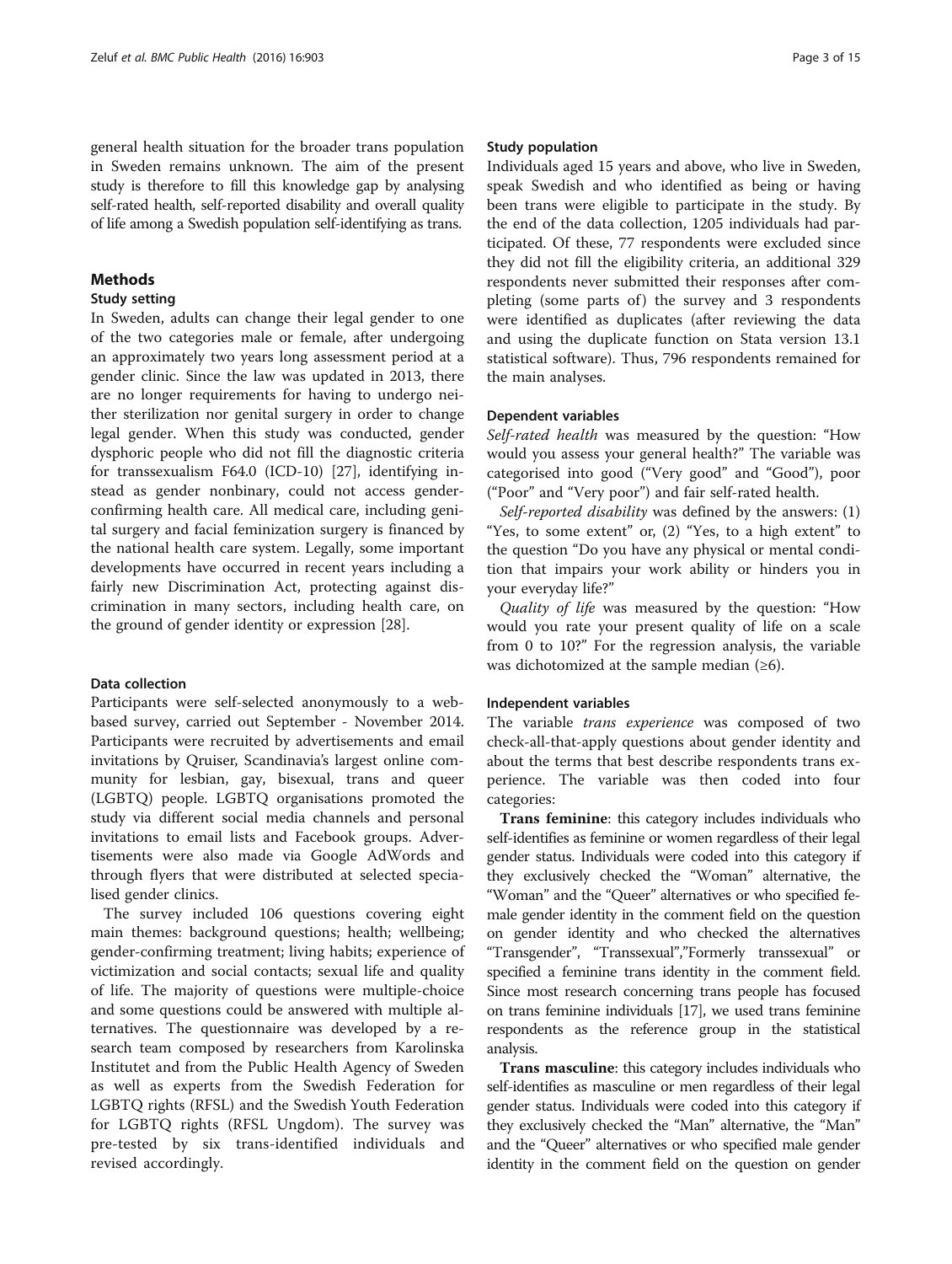general health situation for the broader trans population in Sweden remains unknown. The aim of the present study is therefore to fill this knowledge gap by analysing self-rated health, self-reported disability and overall quality of life among a Swedish population self-identifying as trans.

## Methods

### Study setting

In Sweden, adults can change their legal gender to one of the two categories male or female, after undergoing an approximately two years long assessment period at a gender clinic. Since the law was updated in 2013, there are no longer requirements for having to undergo neither sterilization nor genital surgery in order to change legal gender. When this study was conducted, gender dysphoric people who did not fill the diagnostic criteria for transsexualism F64.0 (ICD-10) [27], identifying instead as gender nonbinary, could not access gender-confirming health care. All medical care, including genital surgery and facial feminization surgery is financed by the national health care system. Legally, some important developments have occurred in recent years including a fairly new Discrimination Act, protecting against discrimination in many sectors, including health care, on the ground of gender identity or expression [28].

### Data collection

Participants were self-selected anonymously to a web-based survey, carried out September - November 2014. Participants were recruited by advertisements and email invitations by Qruiser, Scandinavia's largest online community for lesbian, gay, bisexual, trans and queer (LGBTQ) people. LGBTQ organisations promoted the study via different social media channels and personal invitations to email lists and Facebook groups. Advertisements were also made via Google AdWords and through flyers that were distributed at selected specialised gender clinics.

The survey included 106 questions covering eight main themes: background questions; health; wellbeing; gender-confirming treatment; living habits; experience of victimization and social contacts; sexual life and quality of life. The majority of questions were multiple-choice and some questions could be answered with multiple alternatives. The questionnaire was developed by a research team composed by researchers from Karolinska Institutet and from the Public Health Agency of Sweden as well as experts from the Swedish Federation for LGBTQ rights (RFSL) and the Swedish Youth Federation for LGBTQ rights (RFSL Ungdom). The survey was pre-tested by six trans-identified individuals and revised accordingly.

### Study population

Individuals aged 15 years and above, who live in Sweden, speak Swedish and who identified as being or having been trans were eligible to participate in the study. By the end of the data collection, 1205 individuals had participated. Of these, 77 respondents were excluded since they did not fill the eligibility criteria, an additional 329 respondents never submitted their responses after completing (some parts of) the survey and 3 respondents were identified as duplicates (after reviewing the data and using the duplicate function on Stata version 13.1 statistical software). Thus, 796 respondents remained for the main analyses.

### Dependent variables

*Self-rated health* was measured by the question: "How would you assess your general health?" The variable was categorised into good ("Very good" and "Good"), poor ("Poor" and "Very poor") and fair self-rated health.

*Self-reported disability* was defined by the answers: (1) "Yes, to some extent" or, (2) "Yes, to a high extent" to the question "Do you have any physical or mental condition that impairs your work ability or hinders you in your everyday life?"

*Quality of life* was measured by the question: "How would you rate your present quality of life on a scale from 0 to 10?" For the regression analysis, the variable was dichotomized at the sample median (≥6).

### Independent variables

The variable *trans experience* was composed of two check-all-that-apply questions about gender identity and about the terms that best describe respondents trans experience. The variable was then coded into four categories:

**Trans feminine**: this category includes individuals who self-identifies as feminine or women regardless of their legal gender status. Individuals were coded into this category if they exclusively checked the "Woman" alternative, the "Woman" and the "Queer" alternatives or who specified female gender identity in the comment field on the question on gender identity and who checked the alternatives "Transgender", "Transsexual","Formerly transsexual" or specified a feminine trans identity in the comment field. Since most research concerning trans people has focused on trans feminine individuals [17], we used trans feminine respondents as the reference group in the statistical analysis.

**Trans masculine**: this category includes individuals who self-identifies as masculine or men regardless of their legal gender status. Individuals were coded into this category if they exclusively checked the "Man" alternative, the "Man" and the "Queer" alternatives or who specified male gender identity in the comment field on the question on gender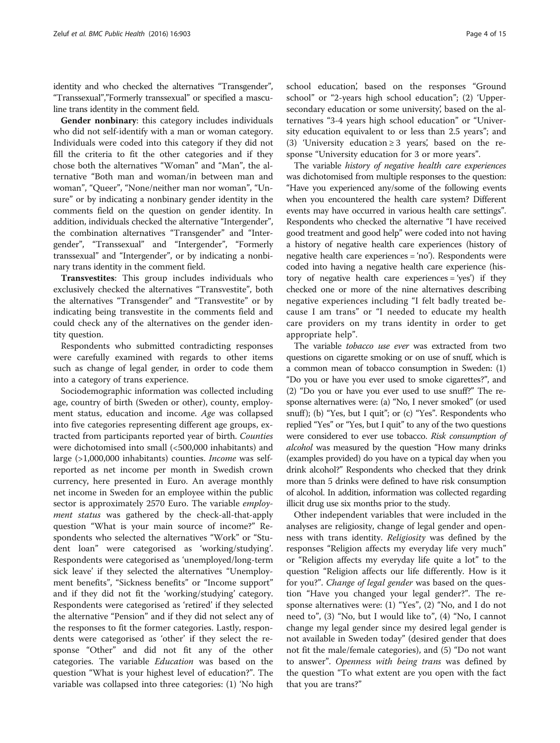identity and who checked the alternatives "Transgender", "Transsexual","Formerly transsexual" or specified a masculine trans identity in the comment field.

**Gender nonbinary**: this category includes individuals who did not self-identify with a man or woman category. Individuals were coded into this category if they did not fill the criteria to fit the other categories and if they chose both the alternatives "Woman" and "Man", the alternative "Both man and woman/in between man and woman", "Queer", "None/neither man nor woman", "Unsure" or by indicating a nonbinary gender identity in the comments field on the question on gender identity. In addition, individuals checked the alternative "Intergender", the combination alternatives "Transgender" and "Intergender", "Transsexual" and "Intergender", "Formerly transsexual" and "Intergender", or by indicating a nonbinary trans identity in the comment field.

**Transvestites**: This group includes individuals who exclusively checked the alternatives "Transvestite", both the alternatives "Transgender" and "Transvestite" or by indicating being transvestite in the comments field and could check any of the alternatives on the gender identity question.

Respondents who submitted contradicting responses were carefully examined with regards to other items such as change of legal gender, in order to code them into a category of trans experience.

Sociodemographic information was collected including age, country of birth (Sweden or other), county, employment status, education and income. *Age* was collapsed into five categories representing different age groups, extracted from participants reported year of birth. *Counties* were dichotomised into small (<500,000 inhabitants) and large (>1,000,000 inhabitants) counties. *Income* was self-reported as net income per month in Swedish crown currency, here presented in Euro. An average monthly net income in Sweden for an employee within the public sector is approximately 2570 Euro. The variable *employment status* was gathered by the check-all-that-apply question "What is your main source of income?" Respondents who selected the alternatives "Work" or "Student loan" were categorised as 'working/studying'. Respondents were categorised as 'unemployed/long-term sick leave' if they selected the alternatives "Unemployment benefits", "Sickness benefits" or "Income support" and if they did not fit the 'working/studying' category. Respondents were categorised as 'retired' if they selected the alternative "Pension" and if they did not select any of the responses to fit the former categories. Lastly, respondents were categorised as 'other' if they select the response "Other" and did not fit any of the other categories. The variable *Education* was based on the question "What is your highest level of education?". The variable was collapsed into three categories: (1) 'No high school education', based on the responses "Ground school" or "2-years high school education"; (2) 'Upper-secondary education or some university', based on the alternatives "3-4 years high school education" or "University education equivalent to or less than 2.5 years"; and (3) 'University education ≥ 3 years', based on the response "University education for 3 or more years".

The variable *history of negative health care experiences* was dichotomised from multiple responses to the question: "Have you experienced any/some of the following events when you encountered the health care system? Different events may have occurred in various health care settings". Respondents who checked the alternative "I have received good treatment and good help" were coded into not having a history of negative health care experiences (history of negative health care experiences = 'no'). Respondents were coded into having a negative health care experience (history of negative health care experiences = 'yes') if they checked one or more of the nine alternatives describing negative experiences including "I felt badly treated because I am trans" or "I needed to educate my health care providers on my trans identity in order to get appropriate help".

The variable *tobacco use ever* was extracted from two questions on cigarette smoking or on use of snuff, which is a common mean of tobacco consumption in Sweden: (1) "Do you or have you ever used to smoke cigarettes?", and (2) "Do you or have you ever used to use snuff?" The response alternatives were: (a) "No, I never smoked" (or used snuff); (b) "Yes, but I quit"; or (c) "Yes". Respondents who replied "Yes" or "Yes, but I quit" to any of the two questions were considered to ever use tobacco. *Risk consumption of alcohol* was measured by the question "How many drinks (examples provided) do you have on a typical day when you drink alcohol?" Respondents who checked that they drink more than 5 drinks were defined to have risk consumption of alcohol. In addition, information was collected regarding illicit drug use six months prior to the study.

Other independent variables that were included in the analyses are religiosity, change of legal gender and openness with trans identity. *Religiosity* was defined by the responses "Religion affects my everyday life very much" or "Religion affects my everyday life quite a lot" to the question "Religion affects our life differently. How is it for you?". *Change of legal gender* was based on the question "Have you changed your legal gender?". The response alternatives were: (1) "Yes", (2) "No, and I do not need to", (3) "No, but I would like to", (4) "No, I cannot change my legal gender since my desired legal gender is not available in Sweden today" (desired gender that does not fit the male/female categories), and (5) "Do not want to answer". *Openness with being trans* was defined by the question "To what extent are you open with the fact that you are trans?"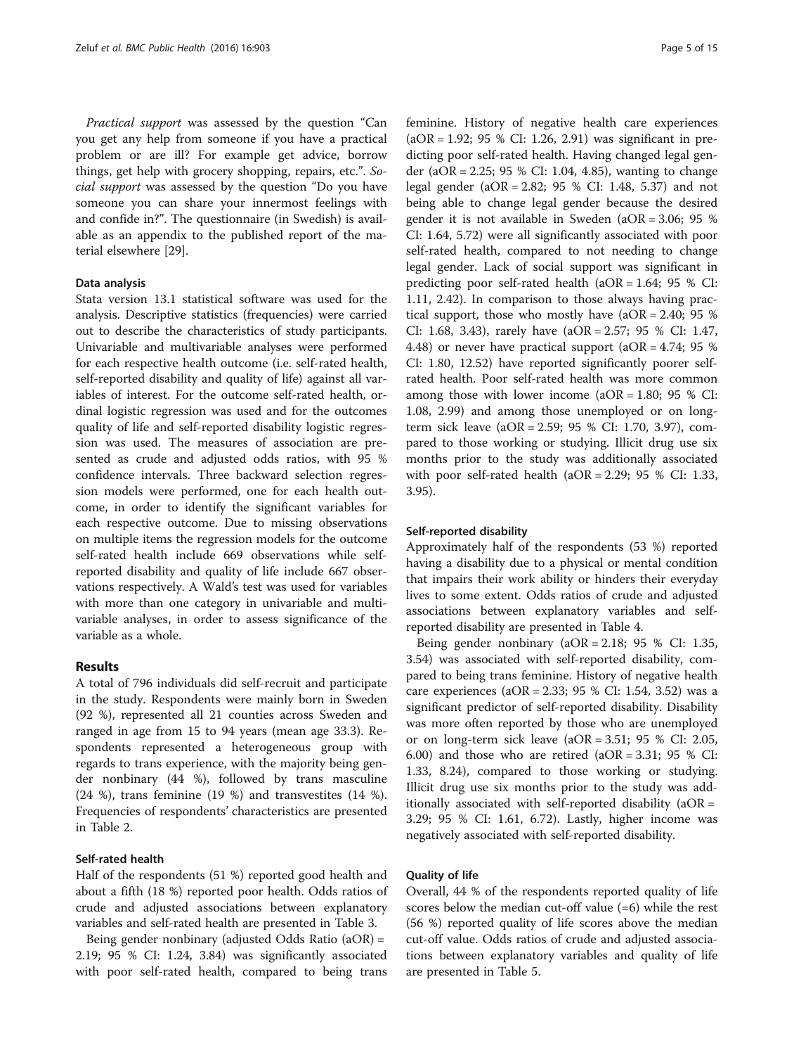*Practical support* was assessed by the question "Can you get any help from someone if you have a practical problem or are ill? For example get advice, borrow things, get help with grocery shopping, repairs, etc.". *Social support* was assessed by the question "Do you have someone you can share your innermost feelings with and confide in?". The questionnaire (in Swedish) is available as an appendix to the published report of the material elsewhere [29].

#### Data analysis

Stata version 13.1 statistical software was used for the analysis. Descriptive statistics (frequencies) were carried out to describe the characteristics of study participants. Univariable and multivariable analyses were performed for each respective health outcome (i.e. self-rated health, self-reported disability and quality of life) against all variables of interest. For the outcome self-rated health, ordinal logistic regression was used and for the outcomes quality of life and self-reported disability logistic regression was used. The measures of association are presented as crude and adjusted odds ratios, with 95 % confidence intervals. Three backward selection regression models were performed, one for each health outcome, in order to identify the significant variables for each respective outcome. Due to missing observations on multiple items the regression models for the outcome self-rated health include 669 observations while self-reported disability and quality of life include 667 observations respectively. A Wald's test was used for variables with more than one category in univariable and multivariable analyses, in order to assess significance of the variable as a whole.

## Results

A total of 796 individuals did self-recruit and participate in the study. Respondents were mainly born in Sweden (92 %), represented all 21 counties across Sweden and ranged in age from 15 to 94 years (mean age 33.3). Respondents represented a heterogeneous group with regards to trans experience, with the majority being gender nonbinary (44 %), followed by trans masculine (24 %), trans feminine (19 %) and transvestites (14 %). Frequencies of respondents' characteristics are presented in Table 2.

#### Self-rated health

Half of the respondents (51 %) reported good health and about a fifth (18 %) reported poor health. Odds ratios of crude and adjusted associations between explanatory variables and self-rated health are presented in Table 3.

Being gender nonbinary (adjusted Odds Ratio (aOR) = 2.19; 95 % CI: 1.24, 3.84) was significantly associated with poor self-rated health, compared to being trans feminine. History of negative health care experiences (aOR = 1.92; 95 % CI: 1.26, 2.91) was significant in predicting poor self-rated health. Having changed legal gender (aOR = 2.25; 95 % CI: 1.04, 4.85), wanting to change legal gender (aOR = 2.82; 95 % CI: 1.48, 5.37) and not being able to change legal gender because the desired gender it is not available in Sweden (aOR = 3.06; 95 % CI: 1.64, 5.72) were all significantly associated with poor self-rated health, compared to not needing to change legal gender. Lack of social support was significant in predicting poor self-rated health (aOR = 1.64; 95 % CI: 1.11, 2.42). In comparison to those always having practical support, those who mostly have (aOR = 2.40; 95 % CI: 1.68, 3.43), rarely have (aOR = 2.57; 95 % CI: 1.47, 4.48) or never have practical support (aOR = 4.74; 95 % CI: 1.80, 12.52) have reported significantly poorer self-rated health. Poor self-rated health was more common among those with lower income (aOR = 1.80; 95 % CI: 1.08, 2.99) and among those unemployed or on long-term sick leave (aOR = 2.59; 95 % CI: 1.70, 3.97), compared to those working or studying. Illicit drug use six months prior to the study was additionally associated with poor self-rated health (aOR = 2.29; 95 % CI: 1.33, 3.95).

#### Self-reported disability

Approximately half of the respondents (53 %) reported having a disability due to a physical or mental condition that impairs their work ability or hinders their everyday lives to some extent. Odds ratios of crude and adjusted associations between explanatory variables and self-reported disability are presented in Table 4.

Being gender nonbinary (aOR = 2.18; 95 % CI: 1.35, 3.54) was associated with self-reported disability, compared to being trans feminine. History of negative health care experiences (aOR = 2.33; 95 % CI: 1.54, 3.52) was a significant predictor of self-reported disability. Disability was more often reported by those who are unemployed or on long-term sick leave (aOR = 3.51; 95 % CI: 2.05, 6.00) and those who are retired (aOR = 3.31; 95 % CI: 1.33, 8.24), compared to those working or studying. Illicit drug use six months prior to the study was additionally associated with self-reported disability (aOR = 3.29; 95 % CI: 1.61, 6.72). Lastly, higher income was negatively associated with self-reported disability.

#### Quality of life

Overall, 44 % of the respondents reported quality of life scores below the median cut-off value (=6) while the rest (56 %) reported quality of life scores above the median cut-off value. Odds ratios of crude and adjusted associations between explanatory variables and quality of life are presented in Table 5.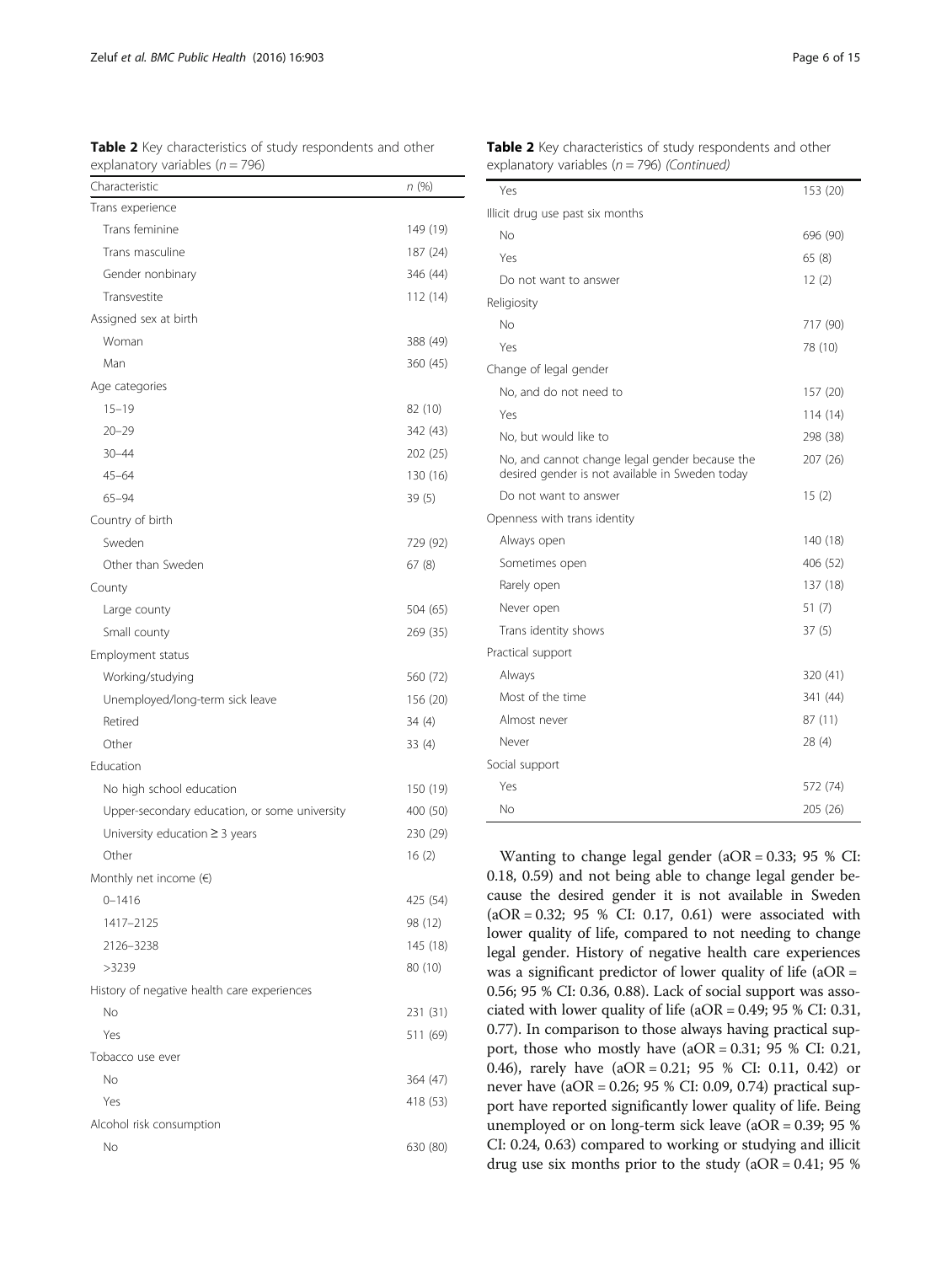**Table 2** Key characteristics of study respondents and other explanatory variables ($n = 796$)

| Characteristic | n (%) |
|---|---|
| Trans experience | |
| Trans feminine | 149 (19) |
| Trans masculine | 187 (24) |
| Gender nonbinary | 346 (44) |
| Transvestite | 112 (14) |
| Assigned sex at birth | |
| Woman | 388 (49) |
| Man | 360 (45) |
| Age categories | |
| 15–19 | 82 (10) |
| 20–29 | 342 (43) |
| 30–44 | 202 (25) |
| 45–64 | 130 (16) |
| 65–94 | 39 (5) |
| Country of birth | |
| Sweden | 729 (92) |
| Other than Sweden | 67 (8) |
| County | |
| Large county | 504 (65) |
| Small county | 269 (35) |
| Employment status | |
| Working/studying | 560 (72) |
| Unemployed/long-term sick leave | 156 (20) |
| Retired | 34 (4) |
| Other | 33 (4) |
| Education | |
| No high school education | 150 (19) |
| Upper-secondary education, or some university | 400 (50) |
| University education ≥ 3 years | 230 (29) |
| Other | 16 (2) |
| Monthly net income (€) | |
| 0–1416 | 425 (54) |
| 1417–2125 | 98 (12) |
| 2126–3238 | 145 (18) |
| >3239 | 80 (10) |
| History of negative health care experiences | |
| No | 231 (31) |
| Yes | 511 (69) |
| Tobacco use ever | |
| No | 364 (47) |
| Yes | 418 (53) |
| Alcohol risk consumption | |
| No | 630 (80) |
| Yes | 153 (20) |
| Illicit drug use past six months | |
| No | 696 (90) |
| Yes | 65 (8) |
| Do not want to answer | 12 (2) |
| Religiosity | |
| No | 717 (90) |
| Yes | 78 (10) |
| Change of legal gender | |
| No, and do not need to | 157 (20) |
| Yes | 114 (14) |
| No, but would like to | 298 (38) |
| No, and cannot change legal gender because the desired gender is not available in Sweden today | 207 (26) |
| Do not want to answer | 15 (2) |
| Openness with trans identity | |
| Always open | 140 (18) |
| Sometimes open | 406 (52) |
| Rarely open | 137 (18) |
| Never open | 51 (7) |
| Trans identity shows | 37 (5) |
| Practical support | |
| Always | 320 (41) |
| Most of the time | 341 (44) |
| Almost never | 87 (11) |
| Never | 28 (4) |
| Social support | |
| Yes | 572 (74) |
| No | 205 (26) |

Wanting to change legal gender (aOR = 0.33; 95 % CI: 0.18, 0.59) and not being able to change legal gender because the desired gender it is not available in Sweden (aOR = 0.32; 95 % CI: 0.17, 0.61) were associated with lower quality of life, compared to not needing to change legal gender. History of negative health care experiences was a significant predictor of lower quality of life (aOR = 0.56; 95 % CI: 0.36, 0.88). Lack of social support was associated with lower quality of life (aOR = 0.49; 95 % CI: 0.31, 0.77). In comparison to those always having practical support, those who mostly have (aOR = 0.31; 95 % CI: 0.21, 0.46), rarely have (aOR = 0.21; 95 % CI: 0.11, 0.42) or never have (aOR = 0.26; 95 % CI: 0.09, 0.74) practical support have reported significantly lower quality of life. Being unemployed or on long-term sick leave (aOR = 0.39; 95 % CI: 0.24, 0.63) compared to working or studying and illicit drug use six months prior to the study (aOR = 0.41; 95 %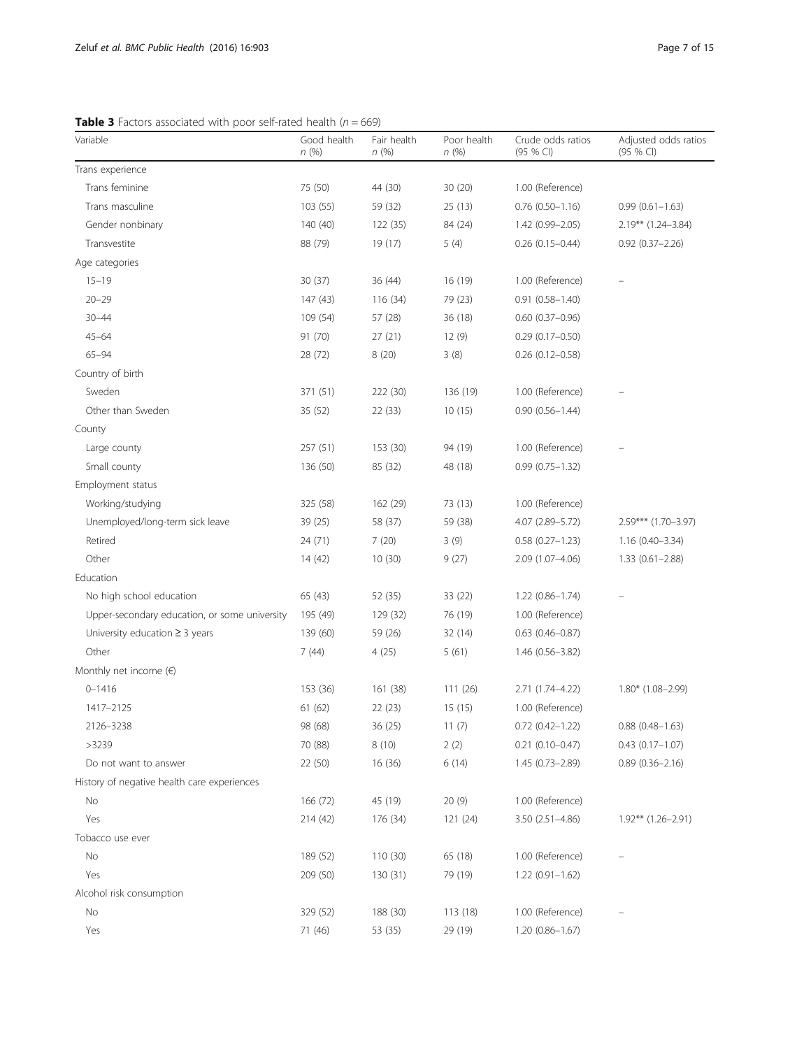**Table 3** Factors associated with poor self-rated health ($n = 669$)

| Variable | Good health n (%) | Fair health n (%) | Poor health n (%) | Crude odds ratios (95 % CI) | Adjusted odds ratios (95 % CI) |
|---|---|---|---|---|---|
| Trans experience | | | | | |
| Trans feminine | 75 (50) | 44 (30) | 30 (20) | 1.00 (Reference) | |
| Trans masculine | 103 (55) | 59 (32) | 25 (13) | 0.76 (0.50–1.16) | 0.99 (0.61–1.63) |
| Gender nonbinary | 140 (40) | 122 (35) | 84 (24) | 1.42 (0.99–2.05) | 2.19** (1.24–3.84) |
| Transvestite | 88 (79) | 19 (17) | 5 (4) | 0.26 (0.15–0.44) | 0.92 (0.37–2.26) |
| Age categories | | | | | |
| 15–19 | 30 (37) | 36 (44) | 16 (19) | 1.00 (Reference) | – |
| 20–29 | 147 (43) | 116 (34) | 79 (23) | 0.91 (0.58–1.40) | |
| 30–44 | 109 (54) | 57 (28) | 36 (18) | 0.60 (0.37–0.96) | |
| 45–64 | 91 (70) | 27 (21) | 12 (9) | 0.29 (0.17–0.50) | |
| 65–94 | 28 (72) | 8 (20) | 3 (8) | 0.26 (0.12–0.58) | |
| Country of birth | | | | | |
| Sweden | 371 (51) | 222 (30) | 136 (19) | 1.00 (Reference) | – |
| Other than Sweden | 35 (52) | 22 (33) | 10 (15) | 0.90 (0.56–1.44) | |
| County | | | | | |
| Large county | 257 (51) | 153 (30) | 94 (19) | 1.00 (Reference) | – |
| Small county | 136 (50) | 85 (32) | 48 (18) | 0.99 (0.75–1.32) | |
| Employment status | | | | | |
| Working/studying | 325 (58) | 162 (29) | 73 (13) | 1.00 (Reference) | |
| Unemployed/long-term sick leave | 39 (25) | 58 (37) | 59 (38) | 4.07 (2.89–5.72) | 2.59*** (1.70–3.97) |
| Retired | 24 (71) | 7 (20) | 3 (9) | 0.58 (0.27–1.23) | 1.16 (0.40–3.34) |
| Other | 14 (42) | 10 (30) | 9 (27) | 2.09 (1.07–4.06) | 1.33 (0.61–2.88) |
| Education | | | | | |
| No high school education | 65 (43) | 52 (35) | 33 (22) | 1.22 (0.86–1.74) | – |
| Upper-secondary education, or some university | 195 (49) | 129 (32) | 76 (19) | 1.00 (Reference) | |
| University education ≥ 3 years | 139 (60) | 59 (26) | 32 (14) | 0.63 (0.46–0.87) | |
| Other | 7 (44) | 4 (25) | 5 (61) | 1.46 (0.56–3.82) | |
| Monthly net income (€) | | | | | |
| 0–1416 | 153 (36) | 161 (38) | 111 (26) | 2.71 (1.74–4.22) | 1.80* (1.08–2.99) |
| 1417–2125 | 61 (62) | 22 (23) | 15 (15) | 1.00 (Reference) | |
| 2126–3238 | 98 (68) | 36 (25) | 11 (7) | 0.72 (0.42–1.22) | 0.88 (0.48–1.63) |
| >3239 | 70 (88) | 8 (10) | 2 (2) | 0.21 (0.10–0.47) | 0.43 (0.17–1.07) |
| Do not want to answer | 22 (50) | 16 (36) | 6 (14) | 1.45 (0.73–2.89) | 0.89 (0.36–2.16) |
| History of negative health care experiences | | | | | |
| No | 166 (72) | 45 (19) | 20 (9) | 1.00 (Reference) | |
| Yes | 214 (42) | 176 (34) | 121 (24) | 3.50 (2.51–4.86) | 1.92** (1.26–2.91) |
| Tobacco use ever | | | | | |
| No | 189 (52) | 110 (30) | 65 (18) | 1.00 (Reference) | – |
| Yes | 209 (50) | 130 (31) | 79 (19) | 1.22 (0.91–1.62) | |
| Alcohol risk consumption | | | | | |
| No | 329 (52) | 188 (30) | 113 (18) | 1.00 (Reference) | – |
| Yes | 71 (46) | 53 (35) | 29 (19) | 1.20 (0.86–1.67) | |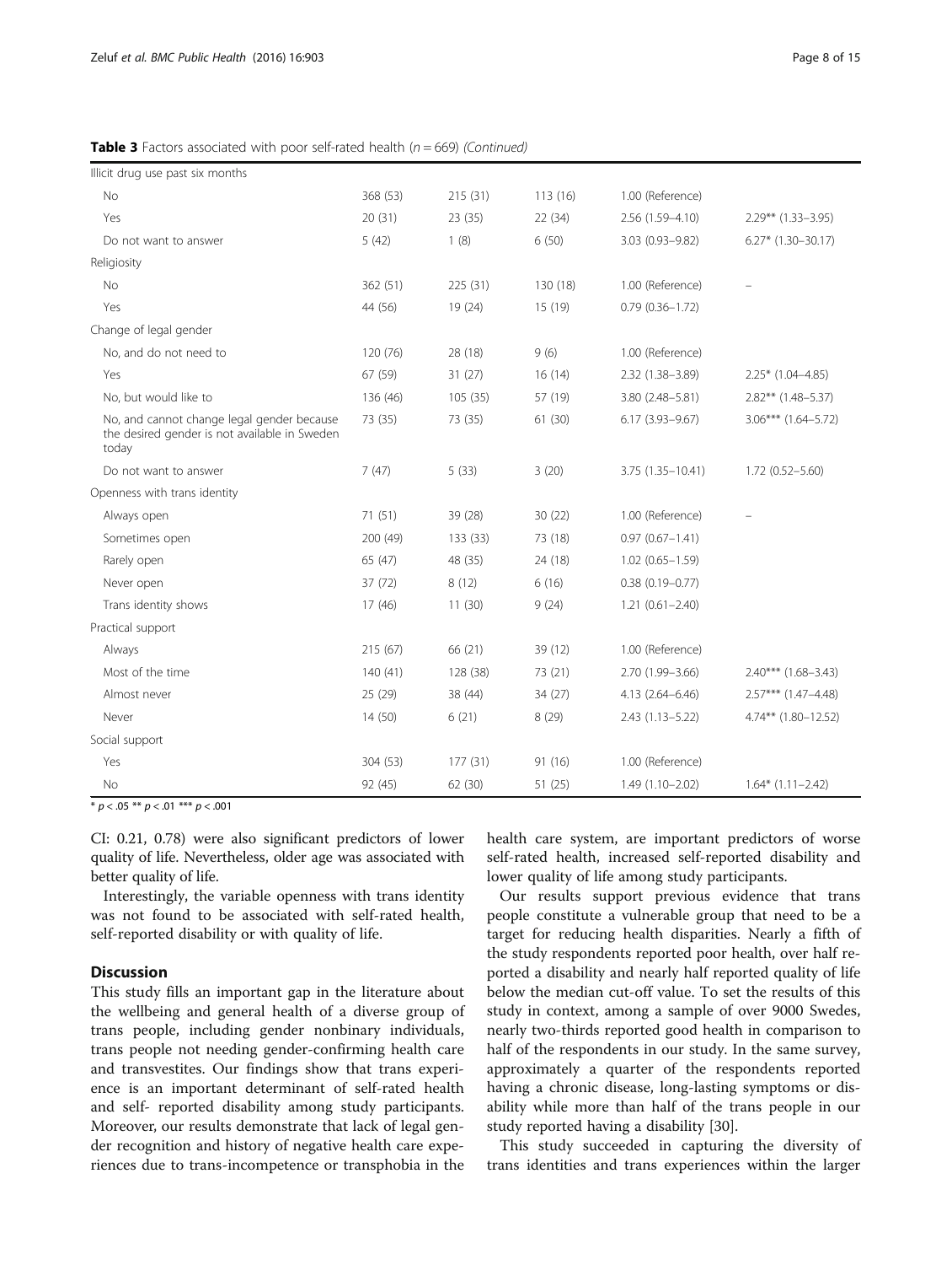**Table 3** Factors associated with poor self-rated health (*n* = 669) *(Continued)*

| | | | | | |
|---|---|---|---|---|---|
| Illicit drug use past six months | | | | | |
| No | 368 (53) | 215 (31) | 113 (16) | 1.00 (Reference) | |
| Yes | 20 (31) | 23 (35) | 22 (34) | 2.56 (1.59–4.10) | 2.29** (1.33–3.95) |
| Do not want to answer | 5 (42) | 1 (8) | 6 (50) | 3.03 (0.93–9.82) | 6.27* (1.30–30.17) |
| Religiosity | | | | | |
| No | 362 (51) | 225 (31) | 130 (18) | 1.00 (Reference) | – |
| Yes | 44 (56) | 19 (24) | 15 (19) | 0.79 (0.36–1.72) | |
| Change of legal gender | | | | | |
| No, and do not need to | 120 (76) | 28 (18) | 9 (6) | 1.00 (Reference) | |
| Yes | 67 (59) | 31 (27) | 16 (14) | 2.32 (1.38–3.89) | 2.25* (1.04–4.85) |
| No, but would like to | 136 (46) | 105 (35) | 57 (19) | 3.80 (2.48–5.81) | 2.82** (1.48–5.37) |
| No, and cannot change legal gender because the desired gender is not available in Sweden today | 73 (35) | 73 (35) | 61 (30) | 6.17 (3.93–9.67) | 3.06*** (1.64–5.72) |
| Do not want to answer | 7 (47) | 5 (33) | 3 (20) | 3.75 (1.35–10.41) | 1.72 (0.52–5.60) |
| Openness with trans identity | | | | | |
| Always open | 71 (51) | 39 (28) | 30 (22) | 1.00 (Reference) | – |
| Sometimes open | 200 (49) | 133 (33) | 73 (18) | 0.97 (0.67–1.41) | |
| Rarely open | 65 (47) | 48 (35) | 24 (18) | 1.02 (0.65–1.59) | |
| Never open | 37 (72) | 8 (12) | 6 (16) | 0.38 (0.19–0.77) | |
| Trans identity shows | 17 (46) | 11 (30) | 9 (24) | 1.21 (0.61–2.40) | |
| Practical support | | | | | |
| Always | 215 (67) | 66 (21) | 39 (12) | 1.00 (Reference) | |
| Most of the time | 140 (41) | 128 (38) | 73 (21) | 2.70 (1.99–3.66) | 2.40*** (1.68–3.43) |
| Almost never | 25 (29) | 38 (44) | 34 (27) | 4.13 (2.64–6.46) | 2.57*** (1.47–4.48) |
| Never | 14 (50) | 6 (21) | 8 (29) | 2.43 (1.13–5.22) | 4.74** (1.80–12.52) |
| Social support | | | | | |
| Yes | 304 (53) | 177 (31) | 91 (16) | 1.00 (Reference) | |
| No | 92 (45) | 62 (30) | 51 (25) | 1.49 (1.10–2.02) | 1.64* (1.11–2.42) |

\* $p < .05$ ** $p < .01$ *** $p < .001$

CI: 0.21, 0.78) were also significant predictors of lower quality of life. Nevertheless, older age was associated with better quality of life.

Interestingly, the variable openness with trans identity was not found to be associated with self-rated health, self-reported disability or with quality of life.

## Discussion

This study fills an important gap in the literature about the wellbeing and general health of a diverse group of trans people, including gender nonbinary individuals, trans people not needing gender-confirming health care and transvestites. Our findings show that trans experience is an important determinant of self-rated health and self- reported disability among study participants. Moreover, our results demonstrate that lack of legal gender recognition and history of negative health care experiences due to trans-incompetence or transphobia in the health care system, are important predictors of worse self-rated health, increased self-reported disability and lower quality of life among study participants.

Our results support previous evidence that trans people constitute a vulnerable group that need to be a target for reducing health disparities. Nearly a fifth of the study respondents reported poor health, over half reported a disability and nearly half reported quality of life below the median cut-off value. To set the results of this study in context, among a sample of over 9000 Swedes, nearly two-thirds reported good health in comparison to half of the respondents in our study. In the same survey, approximately a quarter of the respondents reported having a chronic disease, long-lasting symptoms or disability while more than half of the trans people in our study reported having a disability [30].

This study succeeded in capturing the diversity of trans identities and trans experiences within the larger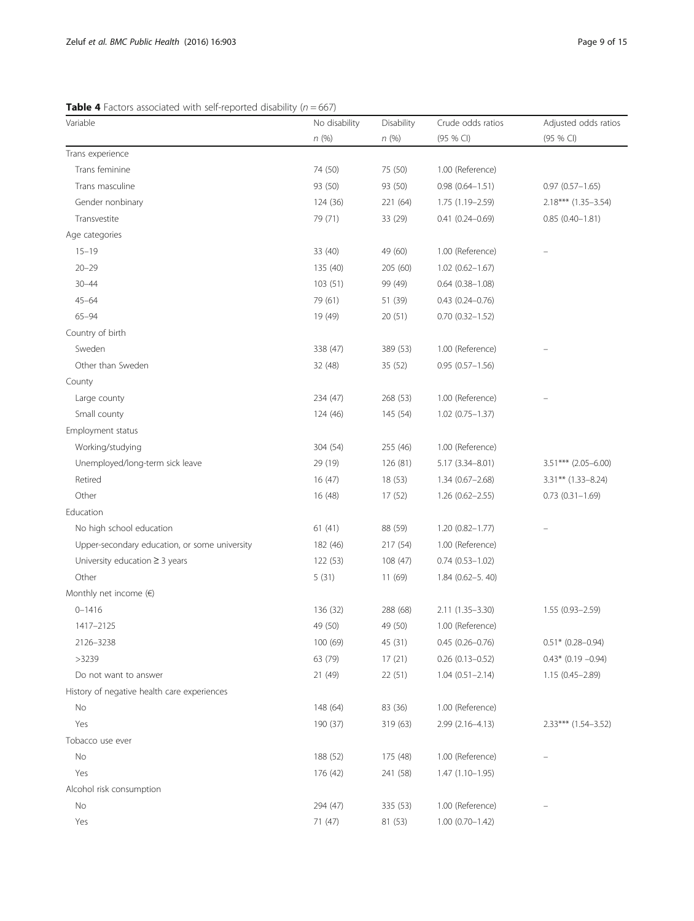**Table 4** Factors associated with self-reported disability (*n* = 667)

| Variable | No disability *n* (%) | Disability *n* (%) | Crude odds ratios (95 % CI) | Adjusted odds ratios (95 % CI) |
|---|---|---|---|---|
| Trans experience | | | | |
| Trans feminine | 74 (50) | 75 (50) | 1.00 (Reference) | |
| Trans masculine | 93 (50) | 93 (50) | 0.98 (0.64–1.51) | 0.97 (0.57–1.65) |
| Gender nonbinary | 124 (36) | 221 (64) | 1.75 (1.19–2.59) | 2.18*** (1.35–3.54) |
| Transvestite | 79 (71) | 33 (29) | 0.41 (0.24–0.69) | 0.85 (0.40–1.81) |
| Age categories | | | | |
| 15–19 | 33 (40) | 49 (60) | 1.00 (Reference) | – |
| 20–29 | 135 (40) | 205 (60) | 1.02 (0.62–1.67) | |
| 30–44 | 103 (51) | 99 (49) | 0.64 (0.38–1.08) | |
| 45–64 | 79 (61) | 51 (39) | 0.43 (0.24–0.76) | |
| 65–94 | 19 (49) | 20 (51) | 0.70 (0.32–1.52) | |
| Country of birth | | | | |
| Sweden | 338 (47) | 389 (53) | 1.00 (Reference) | – |
| Other than Sweden | 32 (48) | 35 (52) | 0.95 (0.57–1.56) | |
| County | | | | |
| Large county | 234 (47) | 268 (53) | 1.00 (Reference) | – |
| Small county | 124 (46) | 145 (54) | 1.02 (0.75–1.37) | |
| Employment status | | | | |
| Working/studying | 304 (54) | 255 (46) | 1.00 (Reference) | |
| Unemployed/long-term sick leave | 29 (19) | 126 (81) | 5.17 (3.34–8.01) | 3.51*** (2.05–6.00) |
| Retired | 16 (47) | 18 (53) | 1.34 (0.67–2.68) | 3.31** (1.33–8.24) |
| Other | 16 (48) | 17 (52) | 1.26 (0.62–2.55) | 0.73 (0.31–1.69) |
| Education | | | | |
| No high school education | 61 (41) | 88 (59) | 1.20 (0.82–1.77) | – |
| Upper-secondary education, or some university | 182 (46) | 217 (54) | 1.00 (Reference) | |
| University education ≥ 3 years | 122 (53) | 108 (47) | 0.74 (0.53–1.02) | |
| Other | 5 (31) | 11 (69) | 1.84 (0.62–5. 40) | |
| Monthly net income (€) | | | | |
| 0–1416 | 136 (32) | 288 (68) | 2.11 (1.35–3.30) | 1.55 (0.93–2.59) |
| 1417–2125 | 49 (50) | 49 (50) | 1.00 (Reference) | |
| 2126–3238 | 100 (69) | 45 (31) | 0.45 (0.26–0.76) | 0.51* (0.28–0.94) |
| >3239 | 63 (79) | 17 (21) | 0.26 (0.13–0.52) | 0.43* (0.19 –0.94) |
| Do not want to answer | 21 (49) | 22 (51) | 1.04 (0.51–2.14) | 1.15 (0.45–2.89) |
| History of negative health care experiences | | | | |
| No | 148 (64) | 83 (36) | 1.00 (Reference) | |
| Yes | 190 (37) | 319 (63) | 2.99 (2.16–4.13) | 2.33*** (1.54–3.52) |
| Tobacco use ever | | | | |
| No | 188 (52) | 175 (48) | 1.00 (Reference) | – |
| Yes | 176 (42) | 241 (58) | 1.47 (1.10–1.95) | |
| Alcohol risk consumption | | | | |
| No | 294 (47) | 335 (53) | 1.00 (Reference) | – |
| Yes | 71 (47) | 81 (53) | 1.00 (0.70–1.42) | |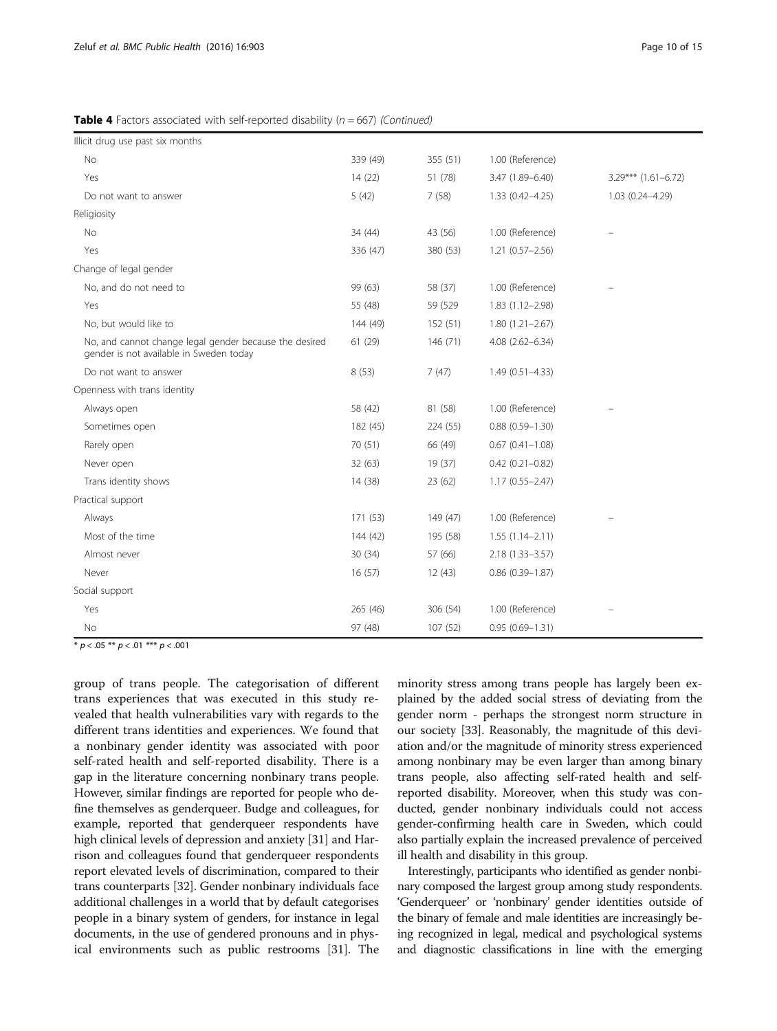**Table 4** Factors associated with self-reported disability (*n* = 667) *(Continued)*

| | | | | |
|---|---|---|---|---|
| Illicit drug use past six months | | | | |
| No | 339 (49) | 355 (51) | 1.00 (Reference) | |
| Yes | 14 (22) | 51 (78) | 3.47 (1.89–6.40) | 3.29*** (1.61–6.72) |
| Do not want to answer | 5 (42) | 7 (58) | 1.33 (0.42–4.25) | 1.03 (0.24–4.29) |
| Religiosity | | | | |
| No | 34 (44) | 43 (56) | 1.00 (Reference) | – |
| Yes | 336 (47) | 380 (53) | 1.21 (0.57–2.56) | |
| Change of legal gender | | | | |
| No, and do not need to | 99 (63) | 58 (37) | 1.00 (Reference) | – |
| Yes | 55 (48) | 59 (529 | 1.83 (1.12–2.98) | |
| No, but would like to | 144 (49) | 152 (51) | 1.80 (1.21–2.67) | |
| No, and cannot change legal gender because the desired gender is not available in Sweden today | 61 (29) | 146 (71) | 4.08 (2.62–6.34) | |
| Do not want to answer | 8 (53) | 7 (47) | 1.49 (0.51–4.33) | |
| Openness with trans identity | | | | |
| Always open | 58 (42) | 81 (58) | 1.00 (Reference) | – |
| Sometimes open | 182 (45) | 224 (55) | 0.88 (0.59–1.30) | |
| Rarely open | 70 (51) | 66 (49) | 0.67 (0.41–1.08) | |
| Never open | 32 (63) | 19 (37) | 0.42 (0.21–0.82) | |
| Trans identity shows | 14 (38) | 23 (62) | 1.17 (0.55–2.47) | |
| Practical support | | | | |
| Always | 171 (53) | 149 (47) | 1.00 (Reference) | – |
| Most of the time | 144 (42) | 195 (58) | 1.55 (1.14–2.11) | |
| Almost never | 30 (34) | 57 (66) | 2.18 (1.33–3.57) | |
| Never | 16 (57) | 12 (43) | 0.86 (0.39–1.87) | |
| Social support | | | | |
| Yes | 265 (46) | 306 (54) | 1.00 (Reference) | – |
| No | 97 (48) | 107 (52) | 0.95 (0.69–1.31) | |

\* $p < .05$ ** $p < .01$ *** $p < .001$

group of trans people. The categorisation of different trans experiences that was executed in this study revealed that health vulnerabilities vary with regards to the different trans identities and experiences. We found that a nonbinary gender identity was associated with poor self-rated health and self-reported disability. There is a gap in the literature concerning nonbinary trans people. However, similar findings are reported for people who define themselves as genderqueer. Budge and colleagues, for example, reported that genderqueer respondents have high clinical levels of depression and anxiety [31] and Harrison and colleagues found that genderqueer respondents report elevated levels of discrimination, compared to their trans counterparts [32]. Gender nonbinary individuals face additional challenges in a world that by default categorises people in a binary system of genders, for instance in legal documents, in the use of gendered pronouns and in physical environments such as public restrooms [31]. The minority stress among trans people has largely been explained by the added social stress of deviating from the gender norm - perhaps the strongest norm structure in our society [33]. Reasonably, the magnitude of this deviation and/or the magnitude of minority stress experienced among nonbinary may be even larger than among binary trans people, also affecting self-rated health and self-reported disability. Moreover, when this study was conducted, gender nonbinary individuals could not access gender-confirming health care in Sweden, which could also partially explain the increased prevalence of perceived ill health and disability in this group.

Interestingly, participants who identified as gender nonbinary composed the largest group among study respondents. 'Genderqueer' or 'nonbinary' gender identities outside of the binary of female and male identities are increasingly being recognized in legal, medical and psychological systems and diagnostic classifications in line with the emerging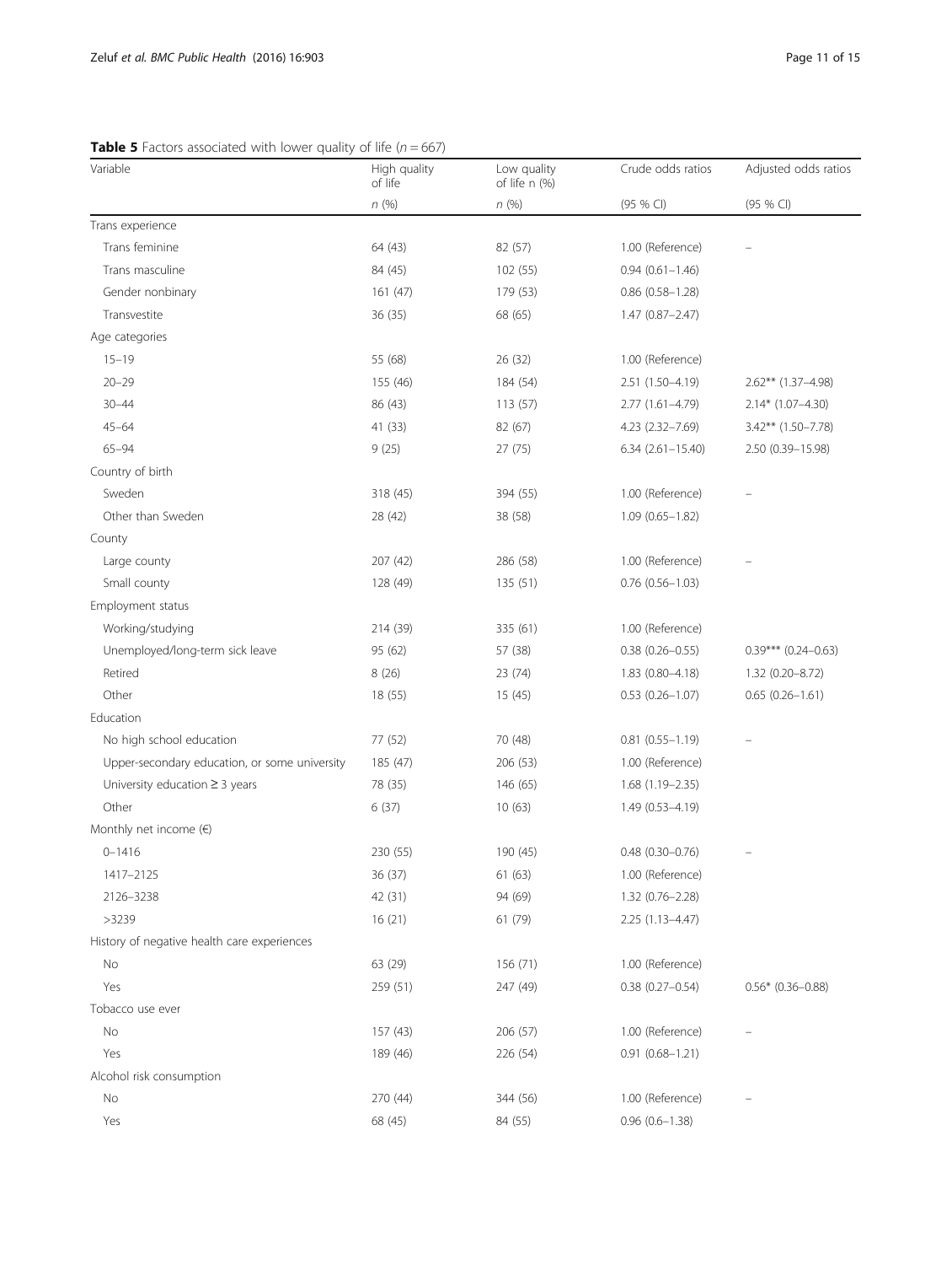**Table 5** Factors associated with lower quality of life ($n = 667$)

| Variable | High quality of life | Low quality of life n (%) | Crude odds ratios | Adjusted odds ratios |
|---|---|---|---|---|
| | n (%) | n (%) | (95 % CI) | (95 % CI) |
| Trans experience | | | | |
| Trans feminine | 64 (43) | 82 (57) | 1.00 (Reference) | – |
| Trans masculine | 84 (45) | 102 (55) | 0.94 (0.61–1.46) | |
| Gender nonbinary | 161 (47) | 179 (53) | 0.86 (0.58–1.28) | |
| Transvestite | 36 (35) | 68 (65) | 1.47 (0.87–2.47) | |
| Age categories | | | | |
| 15–19 | 55 (68) | 26 (32) | 1.00 (Reference) | |
| 20–29 | 155 (46) | 184 (54) | 2.51 (1.50–4.19) | 2.62** (1.37–4.98) |
| 30–44 | 86 (43) | 113 (57) | 2.77 (1.61–4.79) | 2.14* (1.07–4.30) |
| 45–64 | 41 (33) | 82 (67) | 4.23 (2.32–7.69) | 3.42** (1.50–7.78) |
| 65–94 | 9 (25) | 27 (75) | 6.34 (2.61–15.40) | 2.50 (0.39–15.98) |
| Country of birth | | | | |
| Sweden | 318 (45) | 394 (55) | 1.00 (Reference) | – |
| Other than Sweden | 28 (42) | 38 (58) | 1.09 (0.65–1.82) | |
| County | | | | |
| Large county | 207 (42) | 286 (58) | 1.00 (Reference) | – |
| Small county | 128 (49) | 135 (51) | 0.76 (0.56–1.03) | |
| Employment status | | | | |
| Working/studying | 214 (39) | 335 (61) | 1.00 (Reference) | |
| Unemployed/long-term sick leave | 95 (62) | 57 (38) | 0.38 (0.26–0.55) | 0.39*** (0.24–0.63) |
| Retired | 8 (26) | 23 (74) | 1.83 (0.80–4.18) | 1.32 (0.20–8.72) |
| Other | 18 (55) | 15 (45) | 0.53 (0.26–1.07) | 0.65 (0.26–1.61) |
| Education | | | | |
| No high school education | 77 (52) | 70 (48) | 0.81 (0.55–1.19) | – |
| Upper-secondary education, or some university | 185 (47) | 206 (53) | 1.00 (Reference) | |
| University education ≥ 3 years | 78 (35) | 146 (65) | 1.68 (1.19–2.35) | |
| Other | 6 (37) | 10 (63) | 1.49 (0.53–4.19) | |
| Monthly net income (€) | | | | |
| 0–1416 | 230 (55) | 190 (45) | 0.48 (0.30–0.76) | – |
| 1417–2125 | 36 (37) | 61 (63) | 1.00 (Reference) | |
| 2126–3238 | 42 (31) | 94 (69) | 1.32 (0.76–2.28) | |
| >3239 | 16 (21) | 61 (79) | 2.25 (1.13–4.47) | |
| History of negative health care experiences | | | | |
| No | 63 (29) | 156 (71) | 1.00 (Reference) | |
| Yes | 259 (51) | 247 (49) | 0.38 (0.27–0.54) | 0.56* (0.36–0.88) |
| Tobacco use ever | | | | |
| No | 157 (43) | 206 (57) | 1.00 (Reference) | – |
| Yes | 189 (46) | 226 (54) | 0.91 (0.68–1.21) | |
| Alcohol risk consumption | | | | |
| No | 270 (44) | 344 (56) | 1.00 (Reference) | – |
| Yes | 68 (45) | 84 (55) | 0.96 (0.6–1.38) | |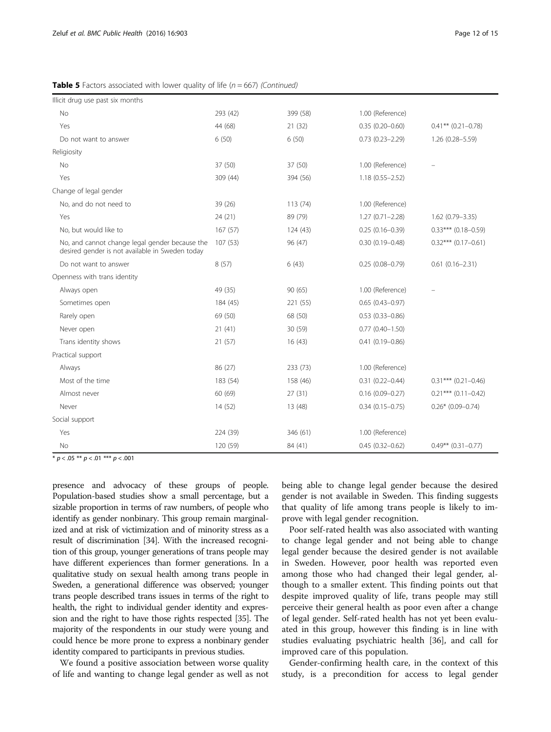**Table 5** Factors associated with lower quality of life ($n = 667$) *(Continued)*

| | | | | |
|---|---|---|---|---|
| Illicit drug use past six months | | | | |
| No | 293 (42) | 399 (58) | 1.00 (Reference) | |
| Yes | 44 (68) | 21 (32) | 0.35 (0.20–0.60) | 0.41** (0.21–0.78) |
| Do not want to answer | 6 (50) | 6 (50) | 0.73 (0.23–2.29) | 1.26 (0.28–5.59) |
| Religiosity | | | | |
| No | 37 (50) | 37 (50) | 1.00 (Reference) | – |
| Yes | 309 (44) | 394 (56) | 1.18 (0.55–2.52) | |
| Change of legal gender | | | | |
| No, and do not need to | 39 (26) | 113 (74) | 1.00 (Reference) | |
| Yes | 24 (21) | 89 (79) | 1.27 (0.71–2.28) | 1.62 (0.79–3.35) |
| No, but would like to | 167 (57) | 124 (43) | 0.25 (0.16–0.39) | 0.33*** (0.18–0.59) |
| No, and cannot change legal gender because the desired gender is not available in Sweden today | 107 (53) | 96 (47) | 0.30 (0.19–0.48) | 0.32*** (0.17–0.61) |
| Do not want to answer | 8 (57) | 6 (43) | 0.25 (0.08–0.79) | 0.61 (0.16–2.31) |
| Openness with trans identity | | | | |
| Always open | 49 (35) | 90 (65) | 1.00 (Reference) | – |
| Sometimes open | 184 (45) | 221 (55) | 0.65 (0.43–0.97) | |
| Rarely open | 69 (50) | 68 (50) | 0.53 (0.33–0.86) | |
| Never open | 21 (41) | 30 (59) | 0.77 (0.40–1.50) | |
| Trans identity shows | 21 (57) | 16 (43) | 0.41 (0.19–0.86) | |
| Practical support | | | | |
| Always | 86 (27) | 233 (73) | 1.00 (Reference) | |
| Most of the time | 183 (54) | 158 (46) | 0.31 (0.22–0.44) | 0.31*** (0.21–0.46) |
| Almost never | 60 (69) | 27 (31) | 0.16 (0.09–0.27) | 0.21*** (0.11–0.42) |
| Never | 14 (52) | 13 (48) | 0.34 (0.15–0.75) | 0.26* (0.09–0.74) |
| Social support | | | | |
| Yes | 224 (39) | 346 (61) | 1.00 (Reference) | |
| No | 120 (59) | 84 (41) | 0.45 (0.32–0.62) | 0.49** (0.31–0.77) |

* $p < .05$ ** $p < .01$ *** $p < .001$

presence and advocacy of these groups of people. Population-based studies show a small percentage, but a sizable proportion in terms of raw numbers, of people who identify as gender nonbinary. This group remain marginalized and at risk of victimization and of minority stress as a result of discrimination [34]. With the increased recognition of this group, younger generations of trans people may have different experiences than former generations. In a qualitative study on sexual health among trans people in Sweden, a generational difference was observed; younger trans people described trans issues in terms of the right to health, the right to individual gender identity and expression and the right to have those rights respected [35]. The majority of the respondents in our study were young and could hence be more prone to express a nonbinary gender identity compared to participants in previous studies.

We found a positive association between worse quality of life and wanting to change legal gender as well as not being able to change legal gender because the desired gender is not available in Sweden. This finding suggests that quality of life among trans people is likely to improve with legal gender recognition.

Poor self-rated health was also associated with wanting to change legal gender and not being able to change legal gender because the desired gender is not available in Sweden. However, poor health was reported even among those who had changed their legal gender, although to a smaller extent. This finding points out that despite improved quality of life, trans people may still perceive their general health as poor even after a change of legal gender. Self-rated health has not yet been evaluated in this group, however this finding is in line with studies evaluating psychiatric health [36], and call for improved care of this population.

Gender-confirming health care, in the context of this study, is a precondition for access to legal gender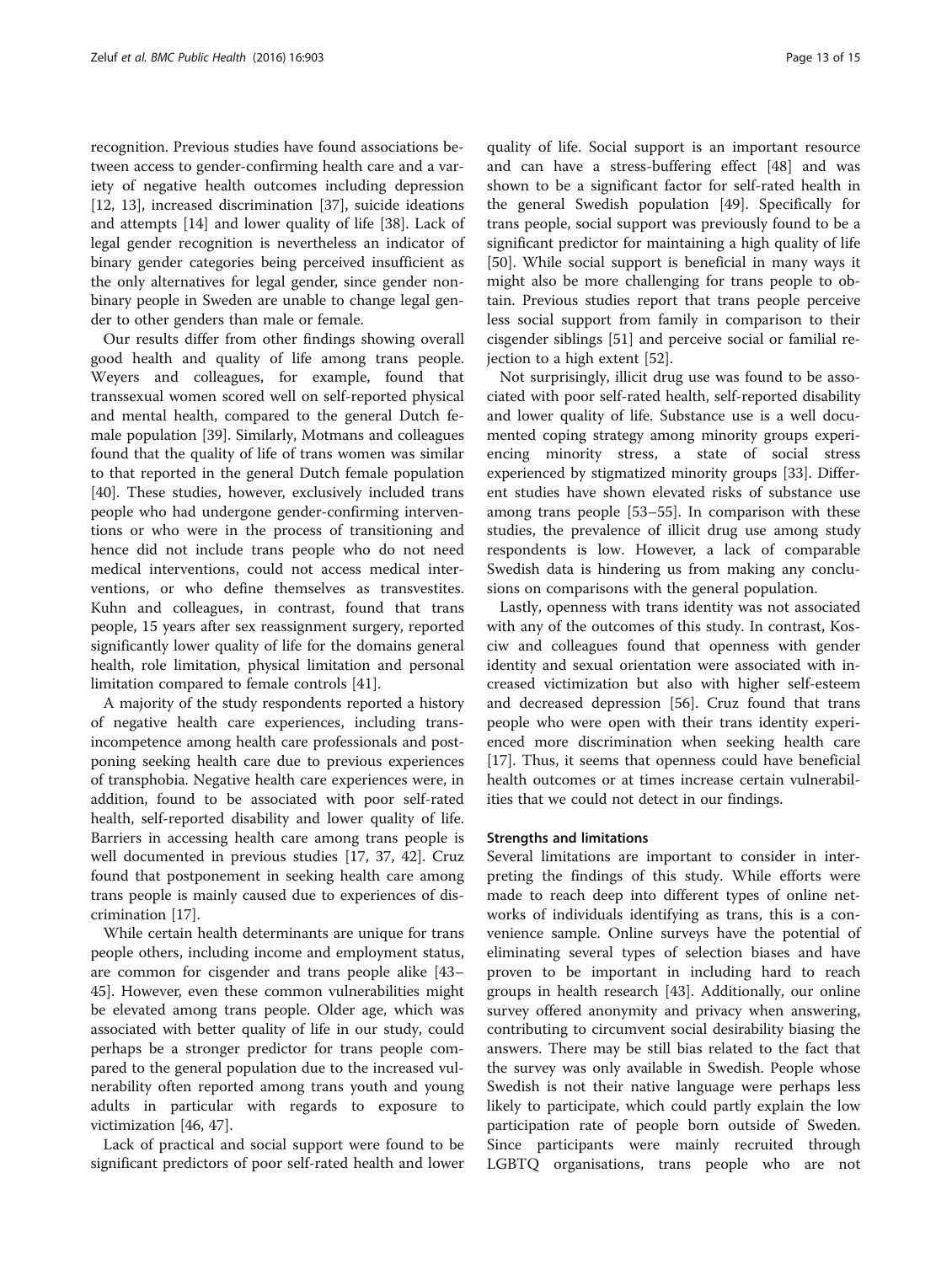recognition. Previous studies have found associations between access to gender-confirming health care and a variety of negative health outcomes including depression [12, 13], increased discrimination [37], suicide ideations and attempts [14] and lower quality of life [38]. Lack of legal gender recognition is nevertheless an indicator of binary gender categories being perceived insufficient as the only alternatives for legal gender, since gender non-binary people in Sweden are unable to change legal gender to other genders than male or female.

Our results differ from other findings showing overall good health and quality of life among trans people. Weyers and colleagues, for example, found that transsexual women scored well on self-reported physical and mental health, compared to the general Dutch female population [39]. Similarly, Motmans and colleagues found that the quality of life of trans women was similar to that reported in the general Dutch female population [40]. These studies, however, exclusively included trans people who had undergone gender-confirming interventions or who were in the process of transitioning and hence did not include trans people who do not need medical interventions, could not access medical interventions, or who define themselves as transvestites. Kuhn and colleagues, in contrast, found that trans people, 15 years after sex reassignment surgery, reported significantly lower quality of life for the domains general health, role limitation, physical limitation and personal limitation compared to female controls [41].

A majority of the study respondents reported a history of negative health care experiences, including trans-incompetence among health care professionals and postponing seeking health care due to previous experiences of transphobia. Negative health care experiences were, in addition, found to be associated with poor self-rated health, self-reported disability and lower quality of life. Barriers in accessing health care among trans people is well documented in previous studies [17, 37, 42]. Cruz found that postponement in seeking health care among trans people is mainly caused due to experiences of discrimination [17].

While certain health determinants are unique for trans people others, including income and employment status, are common for cisgender and trans people alike [43–45]. However, even these common vulnerabilities might be elevated among trans people. Older age, which was associated with better quality of life in our study, could perhaps be a stronger predictor for trans people compared to the general population due to the increased vulnerability often reported among trans youth and young adults in particular with regards to exposure to victimization [46, 47].

Lack of practical and social support were found to be significant predictors of poor self-rated health and lower quality of life. Social support is an important resource and can have a stress-buffering effect [48] and was shown to be a significant factor for self-rated health in the general Swedish population [49]. Specifically for trans people, social support was previously found to be a significant predictor for maintaining a high quality of life [50]. While social support is beneficial in many ways it might also be more challenging for trans people to obtain. Previous studies report that trans people perceive less social support from family in comparison to their cisgender siblings [51] and perceive social or familial rejection to a high extent [52].

Not surprisingly, illicit drug use was found to be associated with poor self-rated health, self-reported disability and lower quality of life. Substance use is a well documented coping strategy among minority groups experiencing minority stress, a state of social stress experienced by stigmatized minority groups [33]. Different studies have shown elevated risks of substance use among trans people [53–55]. In comparison with these studies, the prevalence of illicit drug use among study respondents is low. However, a lack of comparable Swedish data is hindering us from making any conclusions on comparisons with the general population.

Lastly, openness with trans identity was not associated with any of the outcomes of this study. In contrast, Kosciw and colleagues found that openness with gender identity and sexual orientation were associated with increased victimization but also with higher self-esteem and decreased depression [56]. Cruz found that trans people who were open with their trans identity experienced more discrimination when seeking health care [17]. Thus, it seems that openness could have beneficial health outcomes or at times increase certain vulnerabilities that we could not detect in our findings.

### Strengths and limitations

Several limitations are important to consider in interpreting the findings of this study. While efforts were made to reach deep into different types of online networks of individuals identifying as trans, this is a convenience sample. Online surveys have the potential of eliminating several types of selection biases and have proven to be important in including hard to reach groups in health research [43]. Additionally, our online survey offered anonymity and privacy when answering, contributing to circumvent social desirability biasing the answers. There may be still bias related to the fact that the survey was only available in Swedish. People whose Swedish is not their native language were perhaps less likely to participate, which could partly explain the low participation rate of people born outside of Sweden. Since participants were mainly recruited through LGBTQ organisations, trans people who are not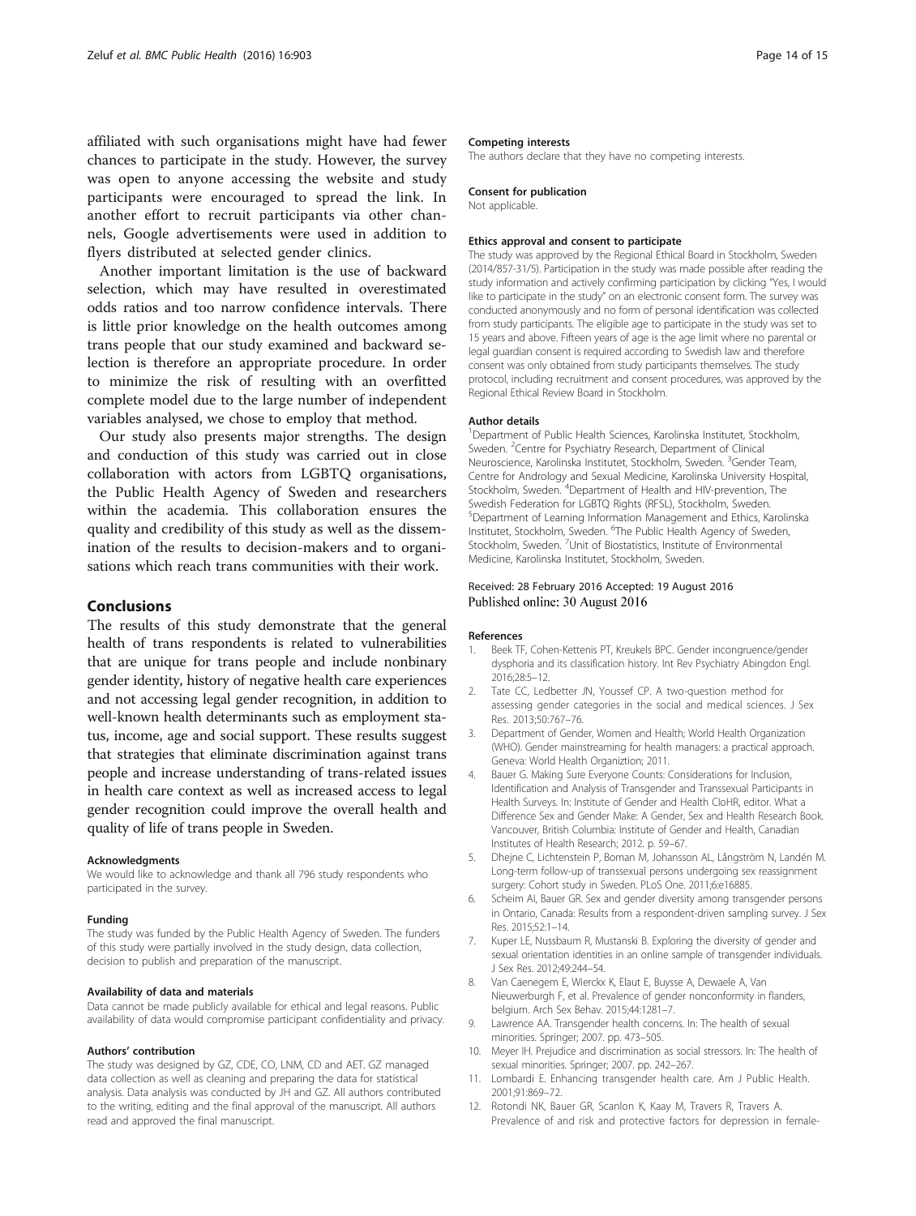affiliated with such organisations might have had fewer chances to participate in the study. However, the survey was open to anyone accessing the website and study participants were encouraged to spread the link. In another effort to recruit participants via other channels, Google advertisements were used in addition to flyers distributed at selected gender clinics.

Another important limitation is the use of backward selection, which may have resulted in overestimated odds ratios and too narrow confidence intervals. There is little prior knowledge on the health outcomes among trans people that our study examined and backward selection is therefore an appropriate procedure. In order to minimize the risk of resulting with an overfitted complete model due to the large number of independent variables analysed, we chose to employ that method.

Our study also presents major strengths. The design and conduction of this study was carried out in close collaboration with actors from LGBTQ organisations, the Public Health Agency of Sweden and researchers within the academia. This collaboration ensures the quality and credibility of this study as well as the dissemination of the results to decision-makers and to organisations which reach trans communities with their work.

## Conclusions

The results of this study demonstrate that the general health of trans respondents is related to vulnerabilities that are unique for trans people and include nonbinary gender identity, history of negative health care experiences and not accessing legal gender recognition, in addition to well-known health determinants such as employment status, income, age and social support. These results suggest that strategies that eliminate discrimination against trans people and increase understanding of trans-related issues in health care context as well as increased access to legal gender recognition could improve the overall health and quality of life of trans people in Sweden.

#### Acknowledgments

We would like to acknowledge and thank all 796 study respondents who participated in the survey.

#### Funding

The study was funded by the Public Health Agency of Sweden. The funders of this study were partially involved in the study design, data collection, decision to publish and preparation of the manuscript.

#### Availability of data and materials

Data cannot be made publicly available for ethical and legal reasons. Public availability of data would compromise participant confidentiality and privacy.

#### Authors' contribution

The study was designed by GZ, CDE, CO, LNM, CD and AET. GZ managed data collection as well as cleaning and preparing the data for statistical analysis. Data analysis was conducted by JH and GZ. All authors contributed to the writing, editing and the final approval of the manuscript. All authors read and approved the final manuscript.

#### Competing interests

The authors declare that they have no competing interests.

#### Consent for publication

Not applicable.

#### Ethics approval and consent to participate

The study was approved by the Regional Ethical Board in Stockholm, Sweden (2014/857-31/5). Participation in the study was made possible after reading the study information and actively confirming participation by clicking "Yes, I would like to participate in the study" on an electronic consent form. The survey was conducted anonymously and no form of personal identification was collected from study participants. The eligible age to participate in the study was set to 15 years and above. Fifteen years of age is the age limit where no parental or legal guardian consent is required according to Swedish law and therefore consent was only obtained from study participants themselves. The study protocol, including recruitment and consent procedures, was approved by the Regional Ethical Review Board in Stockholm.

#### Author details

[1]Department of Public Health Sciences, Karolinska Institutet, Stockholm, Sweden. [2]Centre for Psychiatry Research, Department of Clinical Neuroscience, Karolinska Institutet, Stockholm, Sweden. [3]Gender Team, Centre for Andrology and Sexual Medicine, Karolinska University Hospital, Stockholm, Sweden. [4]Department of Health and HIV-prevention, The Swedish Federation for LGBTQ Rights (RFSL), Stockholm, Sweden. [5]Department of Learning Information Management and Ethics, Karolinska Institutet, Stockholm, Sweden. [6]The Public Health Agency of Sweden, Stockholm, Sweden. [7]Unit of Biostatistics, Institute of Environmental Medicine, Karolinska Institutet, Stockholm, Sweden.

Received: 28 February 2016 Accepted: 19 August 2016
Published online: 30 August 2016

#### References

1. Beek TF, Cohen-Kettenis PT, Kreukels BPC. Gender incongruence/gender dysphoria and its classification history. Int Rev Psychiatry Abingdon Engl. 2016;28:5–12.
2. Tate CC, Ledbetter JN, Youssef CP. A two-question method for assessing gender categories in the social and medical sciences. J Sex Res. 2013;50:767–76.
3. Department of Gender, Women and Health; World Health Organization (WHO). Gender mainstreaming for health managers: a practical approach. Geneva: World Health Organiztion; 2011.
4. Bauer G. Making Sure Everyone Counts: Considerations for Inclusion, Identification and Analysis of Transgender and Transsexual Participants in Health Surveys. In: Institute of Gender and Health CIoHR, editor. What a Difference Sex and Gender Make: A Gender, Sex and Health Research Book. Vancouver, British Columbia: Institute of Gender and Health, Canadian Institutes of Health Research; 2012. p. 59–67.
5. Dhejne C, Lichtenstein P, Boman M, Johansson AL, Långström N, Landén M. Long-term follow-up of transsexual persons undergoing sex reassignment surgery: Cohort study in Sweden. PLoS One. 2011;6:e16885.
6. Scheim AI, Bauer GR. Sex and gender diversity among transgender persons in Ontario, Canada: Results from a respondent-driven sampling survey. J Sex Res. 2015;52:1–14.
7. Kuper LE, Nussbaum R, Mustanski B. Exploring the diversity of gender and sexual orientation identities in an online sample of transgender individuals. J Sex Res. 2012;49:244–54.
8. Van Caenegem E, Wierckx K, Elaut E, Buysse A, Dewaele A, Van Nieuwerburgh F, et al. Prevalence of gender nonconformity in flanders, belgium. Arch Sex Behav. 2015;44:1281–7.
9. Lawrence AA. Transgender health concerns. In: The health of sexual minorities. Springer; 2007. pp. 473–505.
10. Meyer IH. Prejudice and discrimination as social stressors. In: The health of sexual minorities. Springer; 2007. pp. 242–267.
11. Lombardi E. Enhancing transgender health care. Am J Public Health. 2001;91:869–72.
12. Rotondi NK, Bauer GR, Scanlon K, Kaay M, Travers R, Travers A. Prevalence of and risk and protective factors for depression in female-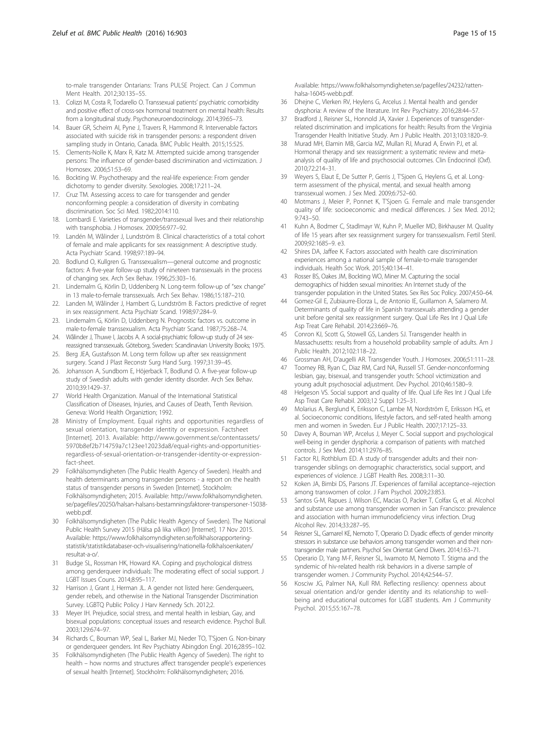to-male transgender Ontarians: Trans PULSE Project. Can J Commun Ment Health. 2012;30:135–55.

13. Colizzi M, Costa R, Todarello O. Transsexual patients' psychiatric comorbidity and positive effect of cross-sex hormonal treatment on mental health: Results from a longitudinal study. Psychoneuroendocrinology. 2014;39:65–73.
14. Bauer GR, Scheim AI, Pyne J, Travers R, Hammond R. Intervenable factors associated with suicide risk in transgender persons: a respondent driven sampling study in Ontario, Canada. BMC Public Health. 2015;15:525.
15. Clements-Nolle K, Marx R, Katz M. Attempted suicide among transgender persons: The influence of gender-based discrimination and victimization. J Homosex. 2006;51:53–69.
16. Bockting W. Psychotherapy and the real-life experience: From gender dichotomy to gender diversity. Sexologies. 2008;17:211–24.
17. Cruz TM. Assessing access to care for transgender and gender nonconforming people: a consideration of diversity in combating discrimination. Soc Sci Med. 1982;2014:110.
18. Lombardi E. Varieties of transgender/transsexual lives and their relationship with transphobia. J Homosex. 2009;56:977–92.
19. Landén M, Wålinder J, Lundström B. Clinical characteristics of a total cohort of female and male applicants for sex reassignment: A descriptive study. Acta Psychiatr Scand. 1998;97:189–94.
20. Bodlund O, Kullgren G. Transsexualism—general outcome and prognostic factors: A five-year follow-up study of nineteen transsexuals in the process of changing sex. Arch Sex Behav. 1996;25:303–16.
21. Lindemalm G, Körlin D, Uddenberg N. Long-term follow-up of "sex change" in 13 male-to-female transsexuals. Arch Sex Behav. 1986;15:187–210.
22. Landen M, Wålinder J, Hambert G, Lundström B. Factors predictive of regret in sex reassignment. Acta Psychiatr Scand. 1998;97:284–9.
23. Lindemalm G, Körlin D, Uddenberg N. Prognostic factors vs. outcome in male-to-female transsexualism. Acta Psychiatr Scand. 1987;75:268–74.
24. Wålinder J, Thuwe I, Jacobs A. A social-psychiatric follow-up study of 24 sex-reassigned transsexuals. Göteborg, Sweden: Scandinavian University Books; 1975.
25. Berg JEA, Gustafsson M. Long term follow up after sex reassignment surgery. Scand J Plast Reconstr Surg Hand Surg. 1997;31:39–45.
26. Johansson A, Sundbom E, Höjerback T, Bodlund O. A five-year follow-up study of Swedish adults with gender identity disorder. Arch Sex Behav. 2010;39:1429–37.
27. World Health Organization. Manual of the International Statistical Classification of Diseases, Injuries, and Causes of Death, Tenth Revision. Geneva: World Health Organiztion; 1992.
28. Ministry of Employment. Equal rights and opportunities regardless of sexual orientation, transgender identity or expression. Factsheet [Internet]. 2013. Available: http://www.government.se/contentassets/5970b8ef2b714759a7c123ee12023da8/equal-rights-and-opportunities-regardless-of-sexual-orientation-or-transgender-identity-or-expression-fact-sheet.
29. Folkhälsomyndigheten (The Public Health Agency of Sweden). Health and health determinants among transgender persons - a report on the health status of transgender persons in Sweden [Internet]. Stockholm: Folkhälsomyndigheten; 2015. Available: http://www.folkhalsomyndigheten.se/pagefiles/20250/halsan-halsans-bestamningsfaktorer-transpersoner-15038-webb.pdf.
30. Folkhälsomyndigheten (The Public Health Agency of Sweden). The National Public Health Survey 2015 (Hälsa på lika villkor) [Internet]. 17 Nov 2015. Available: https://www.folkhalsomyndigheten.se/folkhalsorapportering-statistik/statistikdatabaser-och-visualisering/nationella-folkhalsoenkaten/resultat-a-o/.
31. Budge SL, Rossman HK, Howard KA. Coping and psychological distress among genderqueer individuals: The moderating effect of social support. J LGBT Issues Couns. 2014;8:95–117.
32. Harrison J, Grant J, Herman JL. A gender not listed here: Genderqueers, gender rebels, and otherwise in the National Transgender Discrimination Survey. LGBTQ Public Policy J Harv Kennedy Sch. 2012;2.
33. Meyer IH. Prejudice, social stress, and mental health in lesbian, Gay, and bisexual populations: conceptual issues and research evidence. Psychol Bull. 2003;129:674–97.
34. Richards C, Bouman WP, Seal L, Barker MJ, Nieder TO, T'Sjoen G. Non-binary or genderqueer genders. Int Rev Psychiatry Abingdon Engl. 2016;28:95–102.
35. Folkhälsomyndigheten (The Public Health Agency of Sweden). The right to health – how norms and structures affect transgender people's experiences of sexual health [Internet]. Stockholm: Folkhälsomyndigheten; 2016. Available: https://www.folkhalsomyndigheten.se/pagefiles/24232/ratten-halsa-16045-webb.pdf.
36. Dhejne C, Vlerken RV, Heylens G, Arcelus J. Mental health and gender dysphoria: A review of the literature. Int Rev Psychiatry. 2016;28:44–57.
37. Bradford J, Reisner SL, Honnold JA, Xavier J. Experiences of transgender-related discrimination and implications for health: Results from the Virginia Transgender Health Initiative Study. Am J Public Health. 2013;103:1820–9.
38. Murad MH, Elamin MB, Garcia MZ, Mullan RJ, Murad A, Erwin PJ, et al. Hormonal therapy and sex reassignment: a systematic review and meta-analysis of quality of life and psychosocial outcomes. Clin Endocrinol (Oxf). 2010;72:214–31.
39. Weyers S, Elaut E, De Sutter P, Gerris J, T'Sjoen G, Heylens G, et al. Long-term assessment of the physical, mental, and sexual health among transsexual women. J Sex Med. 2009;6:752–60.
40. Motmans J, Meier P, Ponnet K, T'Sjoen G. Female and male transgender quality of life: socioeconomic and medical differences. J Sex Med. 2012; 9:743–50.
41. Kuhn A, Bodmer C, Stadlmayr W, Kuhn P, Mueller MD, Birkhauser M. Quality of life 15 years after sex reassignment surgery for transsexualism. Fertil Steril. 2009;92:1685–9. e3.
42. Shires DA, Jaffee K. Factors associated with health care discrimination experiences among a national sample of female-to-male transgender individuals. Health Soc Work. 2015;40:134–41.
43. Rosser BS, Oakes JM, Bockting WO, Miner M. Capturing the social demographics of hidden sexual minorities: An Internet study of the transgender population in the United States. Sex Res Soc Policy. 2007;4:50–64.
44. Gomez-Gil E, Zubiaurre-Elorza L, de Antonio IE, Guillamon A, Salamero M. Determinants of quality of life in Spanish transsexuals attending a gender unit before genital sex reassignment surgery. Qual Life Res Int J Qual Life Asp Treat Care Rehabil. 2014;23:669–76.
45. Conron KJ, Scott G, Stowell GS, Landers SJ. Transgender health in Massachusetts: results from a household probability sample of adults. Am J Public Health. 2012;102:118–22.
46. Grossman AH, D'augelli AR. Transgender Youth. J Homosex. 2006;51:111–28.
47. Toomey RB, Ryan C, Diaz RM, Card NA, Russell ST. Gender-nonconforming lesbian, gay, bisexual, and transgender youth: School victimization and young adult psychosocial adjustment. Dev Psychol. 2010;46:1580–9.
48. Helgeson VS. Social support and quality of life. Qual Life Res Int J Qual Life Asp Treat Care Rehabil. 2003;12 Suppl 1:25–31.
49. Molarius A, Berglund K, Eriksson C, Lambe M, Nordström E, Eriksson HG, et al. Socioeconomic conditions, lifestyle factors, and self-rated health among men and women in Sweden. Eur J Public Health. 2007;17:125–33.
50. Davey A, Bouman WP, Arcelus J, Meyer C. Social support and psychological well-being in gender dysphoria: a comparison of patients with matched controls. J Sex Med. 2014;11:2976–85.
51. Factor RJ, Rothblum ED. A study of transgender adults and their non-transgender siblings on demographic characteristics, social support, and experiences of violence. J LGBT Health Res. 2008;3:11–30.
52. Koken JA, Bimbi DS, Parsons JT. Experiences of familial acceptance–rejection among transwomen of color. J Fam Psychol. 2009;23:853.
53. Santos G-M, Rapues J, Wilson EC, Macias O, Packer T, Colfax G, et al. Alcohol and substance use among transgender women in San Francisco: prevalence and association with human immunodeficiency virus infection. Drug Alcohol Rev. 2014;33:287–95.
54. Reisner SL, Gamarel KE, Nemoto T, Operario D. Dyadic effects of gender minority stressors in substance use behaviors among transgender women and their non-transgender male partners. Psychol Sex Orientat Gend Divers. 2014;1:63–71.
55. Operario D, Yang M-F, Reisner SL, Iwamoto M, Nemoto T. Stigma and the syndemic of hiv-related health risk behaviors in a diverse sample of transgender women. J Community Psychol. 2014;42:544–57.
56. Kosciw JG, Palmer NA, Kull RM. Reflecting resiliency: openness about sexual orientation and/or gender identity and its relationship to well-being and educational outcomes for LGBT students. Am J Community Psychol. 2015;55:167–78.